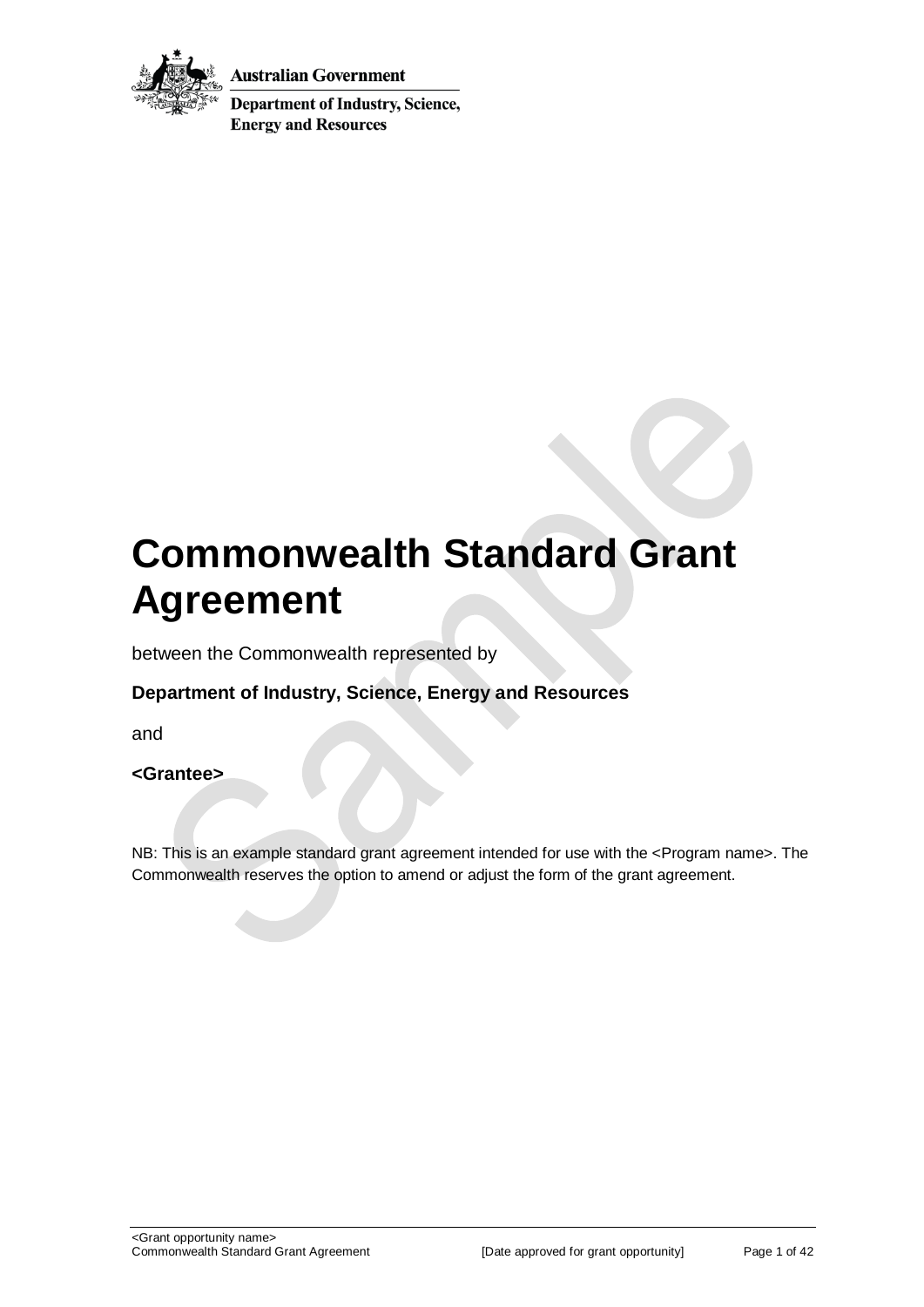Australian Government

Department of Industry, Science, Energy and Resources

# Commonwealth Standard Grant Agreement

between the Commonwealth represented by

**Department of Industry, Science, Energy and Resources**

and

**<Grantee>**

NB: This is an example standard grant agreement intended for use with the <Program name>. The Commonwealth reserves the option to amend or adjust the form of the grant agreement.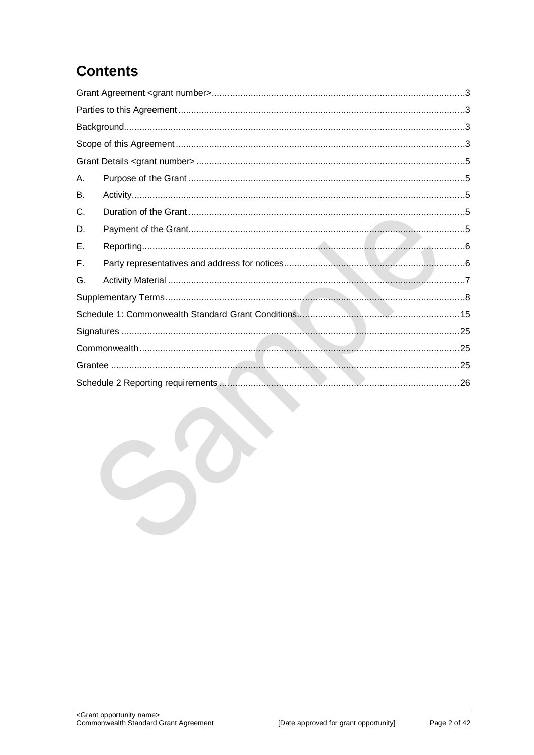# Contents

Grant Agreement <grant number> ... 3

Parties to this Agreement ... 3

Background ... 3

Scope of this Agreement ... 3

Grant Details <grant number> ... 5

A. Purpose of the Grant ... 5

B. Activity ... 5

C. Duration of the Grant ... 5

D. Payment of the Grant ... 5

E. Reporting ... 6

F. Party representatives and address for notices ... 6

G. Activity Material ... 7

Supplementary Terms ... 8

Schedule 1: Commonwealth Standard Grant Conditions ... 15

Signatures ... 25

Commonwealth ... 25

Grantee ... 25

Schedule 2 Reporting requirements ... 26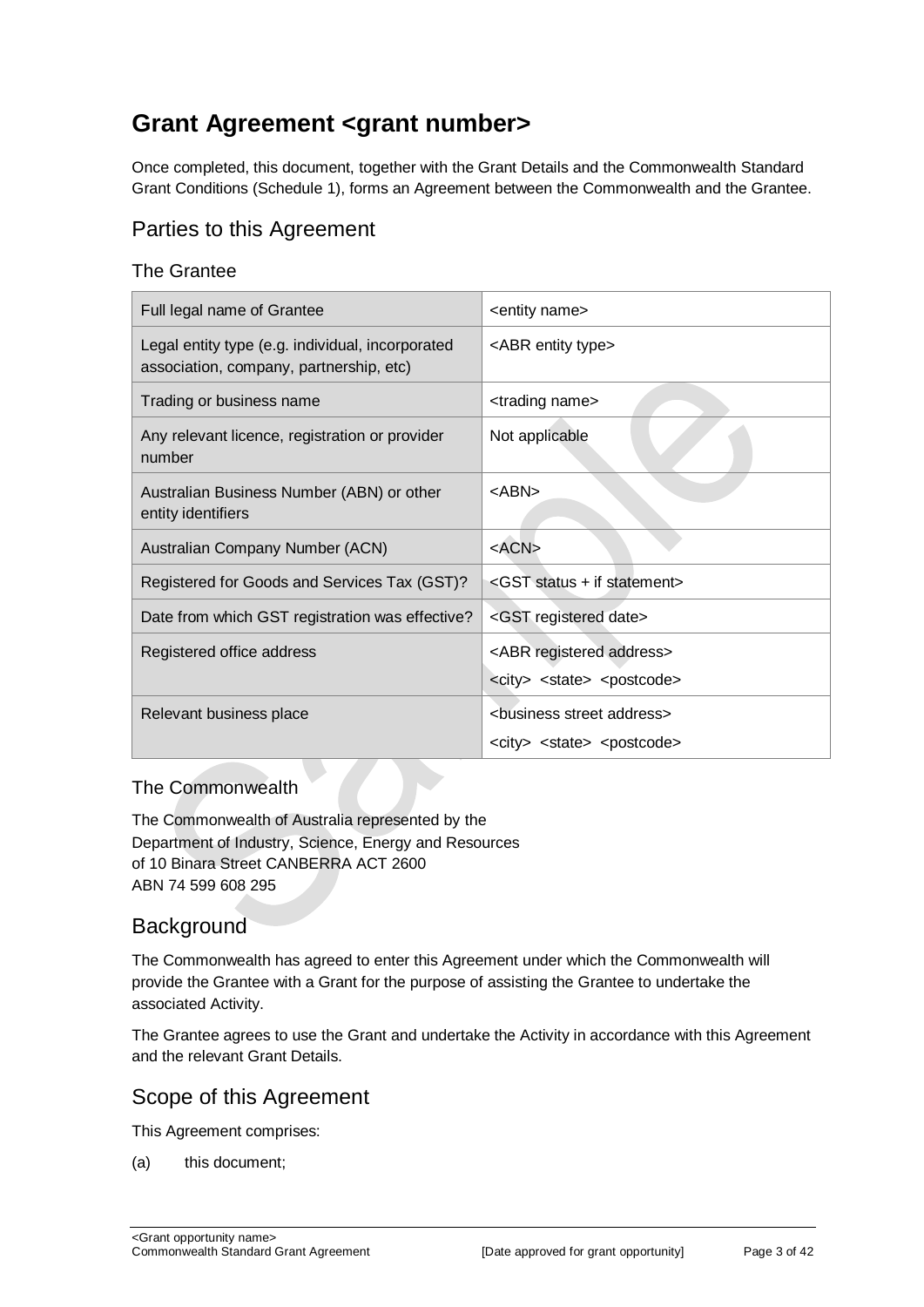# Grant Agreement <grant number>

Once completed, this document, together with the Grant Details and the Commonwealth Standard Grant Conditions (Schedule 1), forms an Agreement between the Commonwealth and the Grantee.

## Parties to this Agreement

### The Grantee

| Full legal name of Grantee | <entity name> |
|---|---|
| Legal entity type (e.g. individual, incorporated association, company, partnership, etc) | <ABR entity type> |
| Trading or business name | <trading name> |
| Any relevant licence, registration or provider number | Not applicable |
| Australian Business Number (ABN) or other entity identifiers | <ABN> |
| Australian Company Number (ACN) | <ACN> |
| Registered for Goods and Services Tax (GST)? | <GST status + if statement> |
| Date from which GST registration was effective? | <GST registered date> |
| Registered office address | <ABR registered address><br><city> <state> <postcode> |
| Relevant business place | <business street address><br><city> <state> <postcode> |

### The Commonwealth

The Commonwealth of Australia represented by the
Department of Industry, Science, Energy and Resources
of 10 Binara Street CANBERRA ACT 2600
ABN 74 599 608 295

## Background

The Commonwealth has agreed to enter this Agreement under which the Commonwealth will provide the Grantee with a Grant for the purpose of assisting the Grantee to undertake the associated Activity.

The Grantee agrees to use the Grant and undertake the Activity in accordance with this Agreement and the relevant Grant Details.

## Scope of this Agreement

This Agreement comprises:

(a) this document;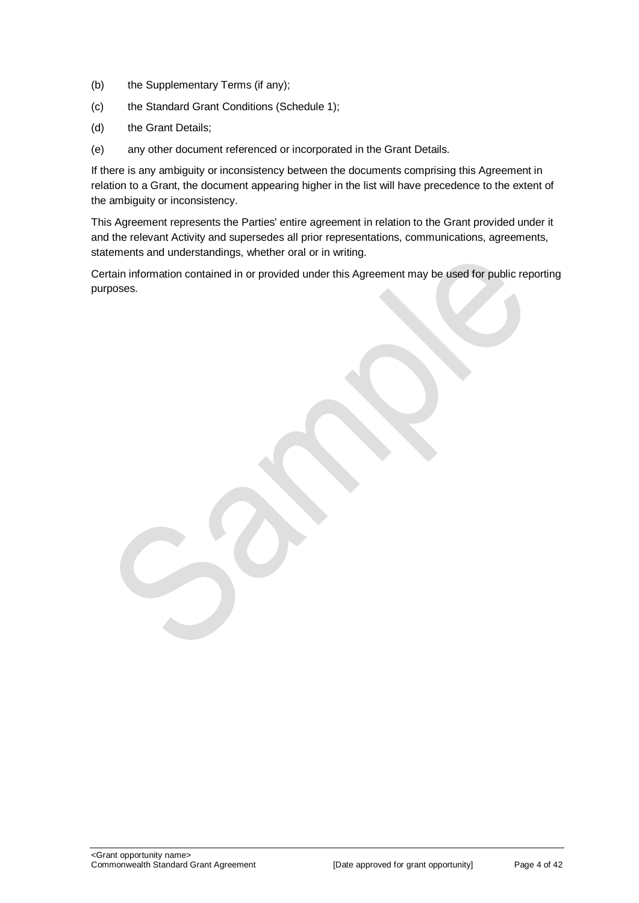(b) the Supplementary Terms (if any);

(c) the Standard Grant Conditions (Schedule 1);

(d) the Grant Details;

(e) any other document referenced or incorporated in the Grant Details.

If there is any ambiguity or inconsistency between the documents comprising this Agreement in relation to a Grant, the document appearing higher in the list will have precedence to the extent of the ambiguity or inconsistency.

This Agreement represents the Parties' entire agreement in relation to the Grant provided under it and the relevant Activity and supersedes all prior representations, communications, agreements, statements and understandings, whether oral or in writing.

Certain information contained in or provided under this Agreement may be used for public reporting purposes.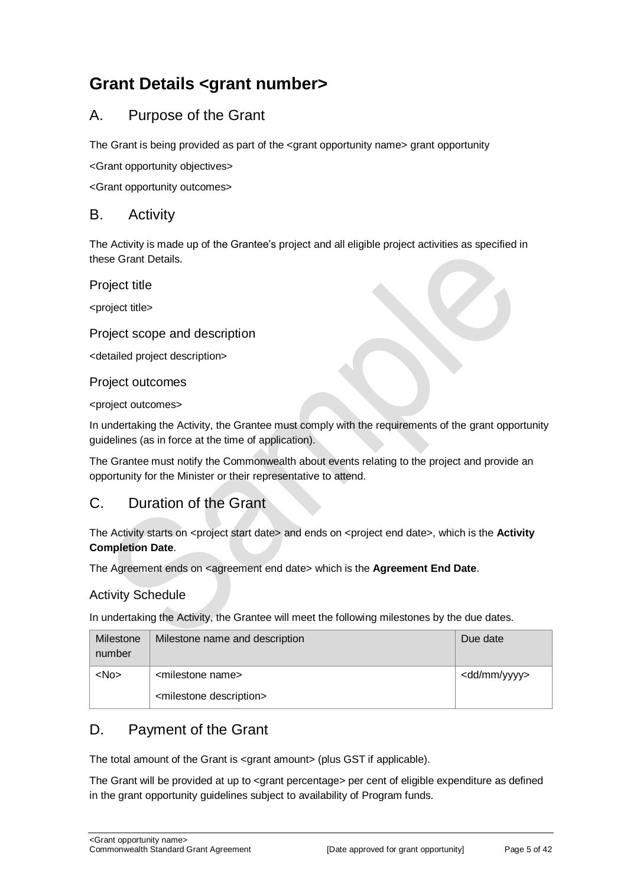# Grant Details <grant number>

## A. Purpose of the Grant

The Grant is being provided as part of the <grant opportunity name> grant opportunity

<Grant opportunity objectives>

<Grant opportunity outcomes>

## B. Activity

The Activity is made up of the Grantee's project and all eligible project activities as specified in these Grant Details.

### Project title

<project title>

### Project scope and description

<detailed project description>

### Project outcomes

<project outcomes>

In undertaking the Activity, the Grantee must comply with the requirements of the grant opportunity guidelines (as in force at the time of application).

The Grantee must notify the Commonwealth about events relating to the project and provide an opportunity for the Minister or their representative to attend.

## C. Duration of the Grant

The Activity starts on <project start date> and ends on <project end date>, which is the **Activity Completion Date**.

The Agreement ends on <agreement end date> which is the **Agreement End Date**.

### Activity Schedule

In undertaking the Activity, the Grantee will meet the following milestones by the due dates.

| Milestone number | Milestone name and description | Due date |
|---|---|---|
| <No> | <milestone name><br><milestone description> | <dd/mm/yyyy> |

## D. Payment of the Grant

The total amount of the Grant is <grant amount> (plus GST if applicable).

The Grant will be provided at up to <grant percentage> per cent of eligible expenditure as defined in the grant opportunity guidelines subject to availability of Program funds.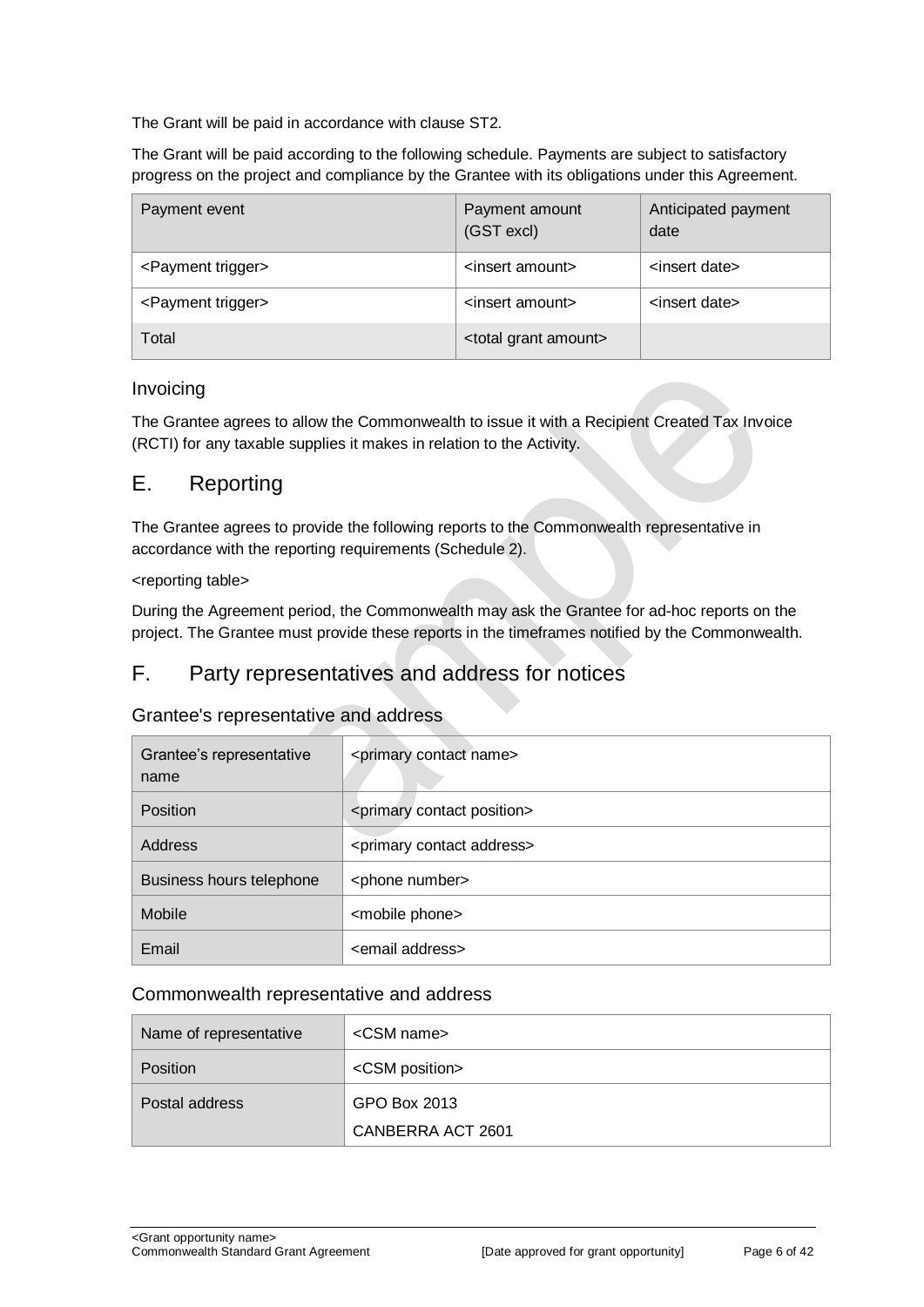The Grant will be paid in accordance with clause ST2.

The Grant will be paid according to the following schedule. Payments are subject to satisfactory progress on the project and compliance by the Grantee with its obligations under this Agreement.

| Payment event | Payment amount (GST excl) | Anticipated payment date |
|---|---|---|
| <Payment trigger> | <insert amount> | <insert date> |
| <Payment trigger> | <insert amount> | <insert date> |
| Total | <total grant amount> | |

### Invoicing

The Grantee agrees to allow the Commonwealth to issue it with a Recipient Created Tax Invoice (RCTI) for any taxable supplies it makes in relation to the Activity.

## E. Reporting

The Grantee agrees to provide the following reports to the Commonwealth representative in accordance with the reporting requirements (Schedule 2).

<reporting table>

During the Agreement period, the Commonwealth may ask the Grantee for ad-hoc reports on the project. The Grantee must provide these reports in the timeframes notified by the Commonwealth.

## F. Party representatives and address for notices

### Grantee's representative and address

| Grantee's representative name | <primary contact name> |
|---|---|
| Position | <primary contact position> |
| Address | <primary contact address> |
| Business hours telephone | <phone number> |
| Mobile | <mobile phone> |
| Email | <email address> |

### Commonwealth representative and address

| Name of representative | <CSM name> |
|---|---|
| Position | <CSM position> |
| Postal address | GPO Box 2013<br>CANBERRA ACT 2601 |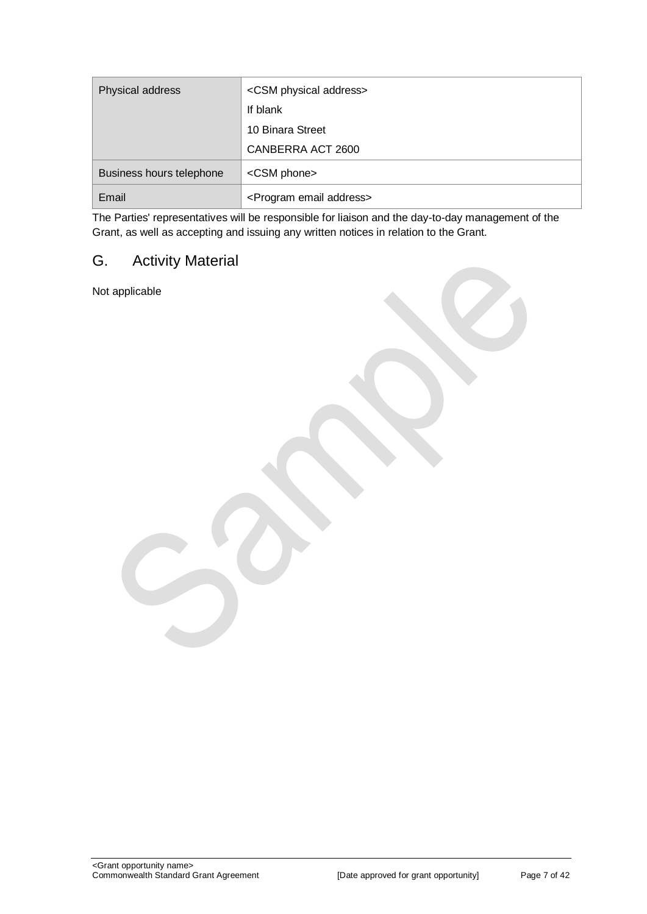| Physical address | <CSM physical address><br>If blank<br>10 Binara Street<br>CANBERRA ACT 2600 |
|---|---|
| Business hours telephone | <CSM phone> |
| Email | <Program email address> |

The Parties' representatives will be responsible for liaison and the day-to-day management of the Grant, as well as accepting and issuing any written notices in relation to the Grant.

## G. Activity Material

Not applicable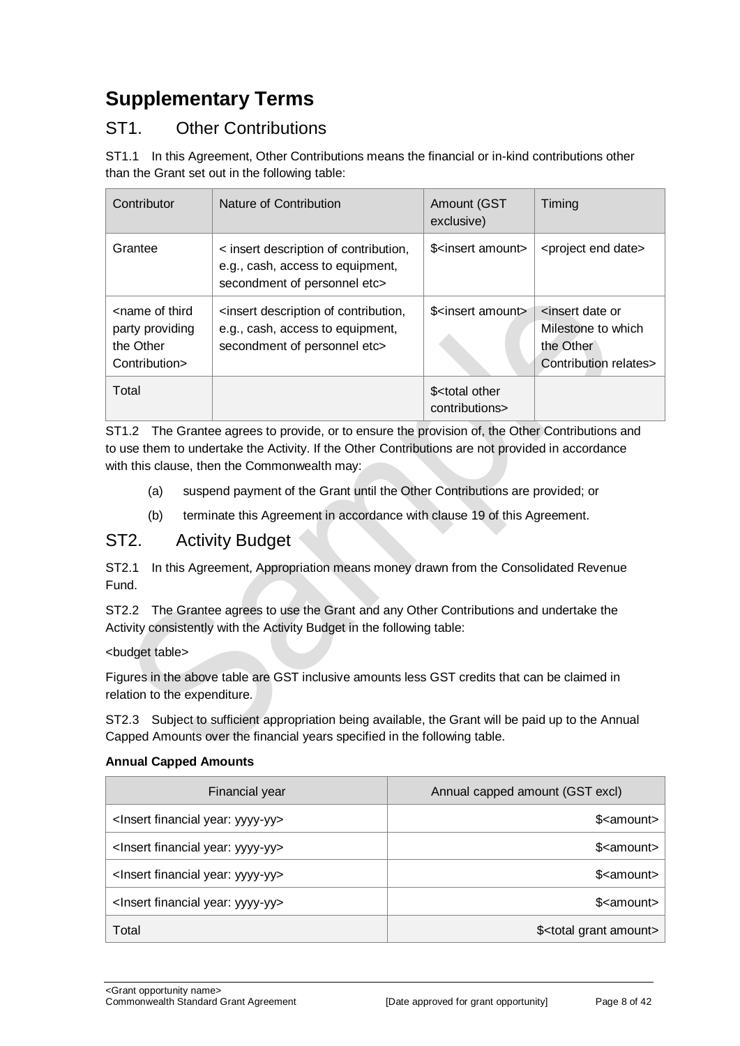# Supplementary Terms

## ST1. Other Contributions

ST1.1 In this Agreement, Other Contributions means the financial or in-kind contributions other than the Grant set out in the following table:

| Contributor | Nature of Contribution | Amount (GST exclusive) | Timing |
|---|---|---|---|
| Grantee | < insert description of contribution, e.g., cash, access to equipment, secondment of personnel etc> | $<insert amount> | <project end date> |
| <name of third party providing the Other Contribution> | <insert description of contribution, e.g., cash, access to equipment, secondment of personnel etc> | $<insert amount> | <insert date or Milestone to which the Other Contribution relates> |
| Total | | $<total other contributions> | |

ST1.2 The Grantee agrees to provide, or to ensure the provision of, the Other Contributions and to use them to undertake the Activity. If the Other Contributions are not provided in accordance with this clause, then the Commonwealth may:

(a) suspend payment of the Grant until the Other Contributions are provided; or

(b) terminate this Agreement in accordance with clause 19 of this Agreement.

## ST2. Activity Budget

ST2.1 In this Agreement, Appropriation means money drawn from the Consolidated Revenue Fund.

ST2.2 The Grantee agrees to use the Grant and any Other Contributions and undertake the Activity consistently with the Activity Budget in the following table:

<budget table>

Figures in the above table are GST inclusive amounts less GST credits that can be claimed in relation to the expenditure.

ST2.3 Subject to sufficient appropriation being available, the Grant will be paid up to the Annual Capped Amounts over the financial years specified in the following table.

**Annual Capped Amounts**

| Financial year | Annual capped amount (GST excl) |
|---|---:|
| <Insert financial year: yyyy-yy> | $<amount> |
| <Insert financial year: yyyy-yy> | $<amount> |
| <Insert financial year: yyyy-yy> | $<amount> |
| <Insert financial year: yyyy-yy> | $<amount> |
| Total | $<total grant amount> |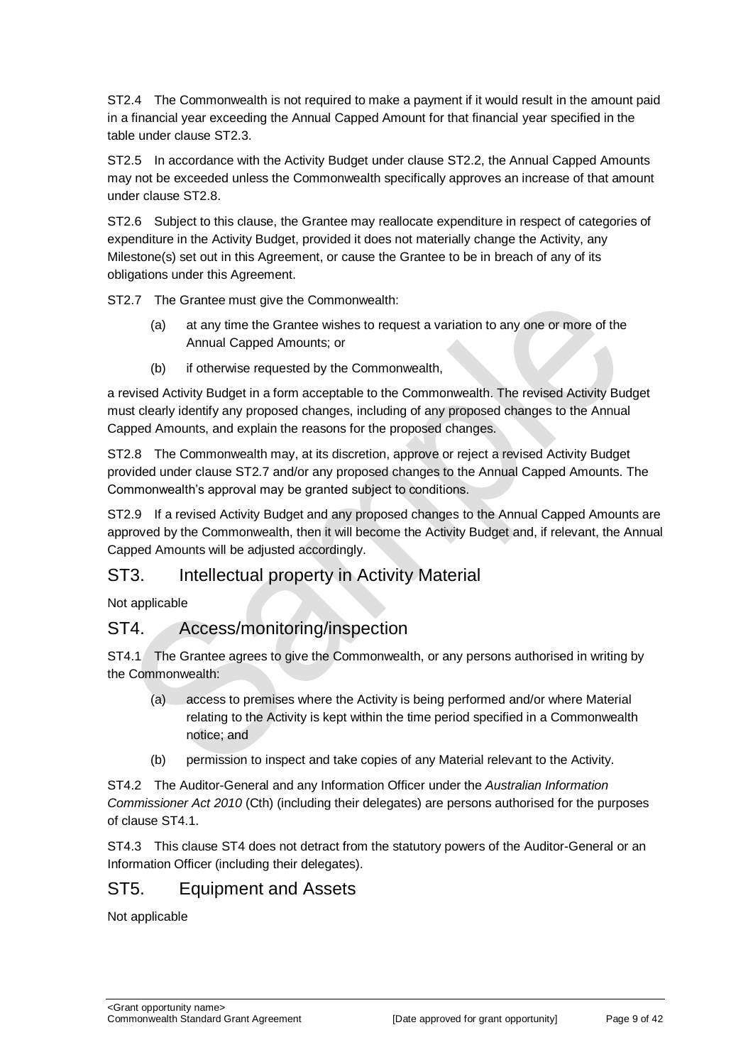ST2.4 The Commonwealth is not required to make a payment if it would result in the amount paid in a financial year exceeding the Annual Capped Amount for that financial year specified in the table under clause ST2.3.

ST2.5 In accordance with the Activity Budget under clause ST2.2, the Annual Capped Amounts may not be exceeded unless the Commonwealth specifically approves an increase of that amount under clause ST2.8.

ST2.6 Subject to this clause, the Grantee may reallocate expenditure in respect of categories of expenditure in the Activity Budget, provided it does not materially change the Activity, any Milestone(s) set out in this Agreement, or cause the Grantee to be in breach of any of its obligations under this Agreement.

ST2.7 The Grantee must give the Commonwealth:

(a) at any time the Grantee wishes to request a variation to any one or more of the Annual Capped Amounts; or

(b) if otherwise requested by the Commonwealth,

a revised Activity Budget in a form acceptable to the Commonwealth. The revised Activity Budget must clearly identify any proposed changes, including of any proposed changes to the Annual Capped Amounts, and explain the reasons for the proposed changes.

ST2.8 The Commonwealth may, at its discretion, approve or reject a revised Activity Budget provided under clause ST2.7 and/or any proposed changes to the Annual Capped Amounts. The Commonwealth's approval may be granted subject to conditions.

ST2.9 If a revised Activity Budget and any proposed changes to the Annual Capped Amounts are approved by the Commonwealth, then it will become the Activity Budget and, if relevant, the Annual Capped Amounts will be adjusted accordingly.

## ST3. Intellectual property in Activity Material

Not applicable

## ST4. Access/monitoring/inspection

ST4.1 The Grantee agrees to give the Commonwealth, or any persons authorised in writing by the Commonwealth:

(a) access to premises where the Activity is being performed and/or where Material relating to the Activity is kept within the time period specified in a Commonwealth notice; and

(b) permission to inspect and take copies of any Material relevant to the Activity.

ST4.2 The Auditor-General and any Information Officer under the *Australian Information Commissioner Act 2010* (Cth) (including their delegates) are persons authorised for the purposes of clause ST4.1.

ST4.3 This clause ST4 does not detract from the statutory powers of the Auditor-General or an Information Officer (including their delegates).

## ST5. Equipment and Assets

Not applicable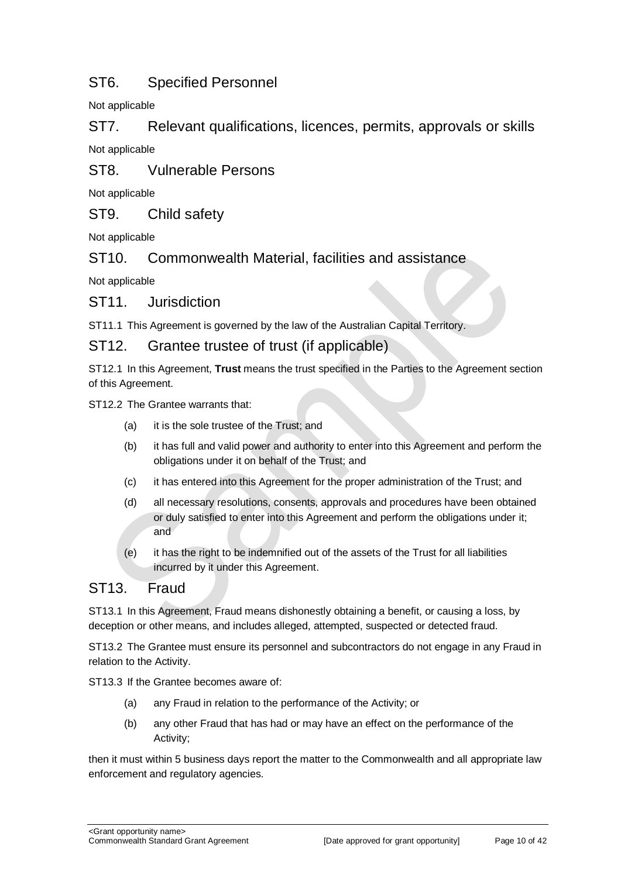## ST6. Specified Personnel

Not applicable

## ST7. Relevant qualifications, licences, permits, approvals or skills

Not applicable

## ST8. Vulnerable Persons

Not applicable

## ST9. Child safety

Not applicable

## ST10. Commonwealth Material, facilities and assistance

Not applicable

## ST11. Jurisdiction

ST11.1 This Agreement is governed by the law of the Australian Capital Territory.

## ST12. Grantee trustee of trust (if applicable)

ST12.1 In this Agreement, **Trust** means the trust specified in the Parties to the Agreement section of this Agreement.

ST12.2 The Grantee warrants that:

(a) it is the sole trustee of the Trust; and

(b) it has full and valid power and authority to enter into this Agreement and perform the obligations under it on behalf of the Trust; and

(c) it has entered into this Agreement for the proper administration of the Trust; and

(d) all necessary resolutions, consents, approvals and procedures have been obtained or duly satisfied to enter into this Agreement and perform the obligations under it; and

(e) it has the right to be indemnified out of the assets of the Trust for all liabilities incurred by it under this Agreement.

## ST13. Fraud

ST13.1 In this Agreement, Fraud means dishonestly obtaining a benefit, or causing a loss, by deception or other means, and includes alleged, attempted, suspected or detected fraud.

ST13.2 The Grantee must ensure its personnel and subcontractors do not engage in any Fraud in relation to the Activity.

ST13.3 If the Grantee becomes aware of:

(a) any Fraud in relation to the performance of the Activity; or

(b) any other Fraud that has had or may have an effect on the performance of the Activity;

then it must within 5 business days report the matter to the Commonwealth and all appropriate law enforcement and regulatory agencies.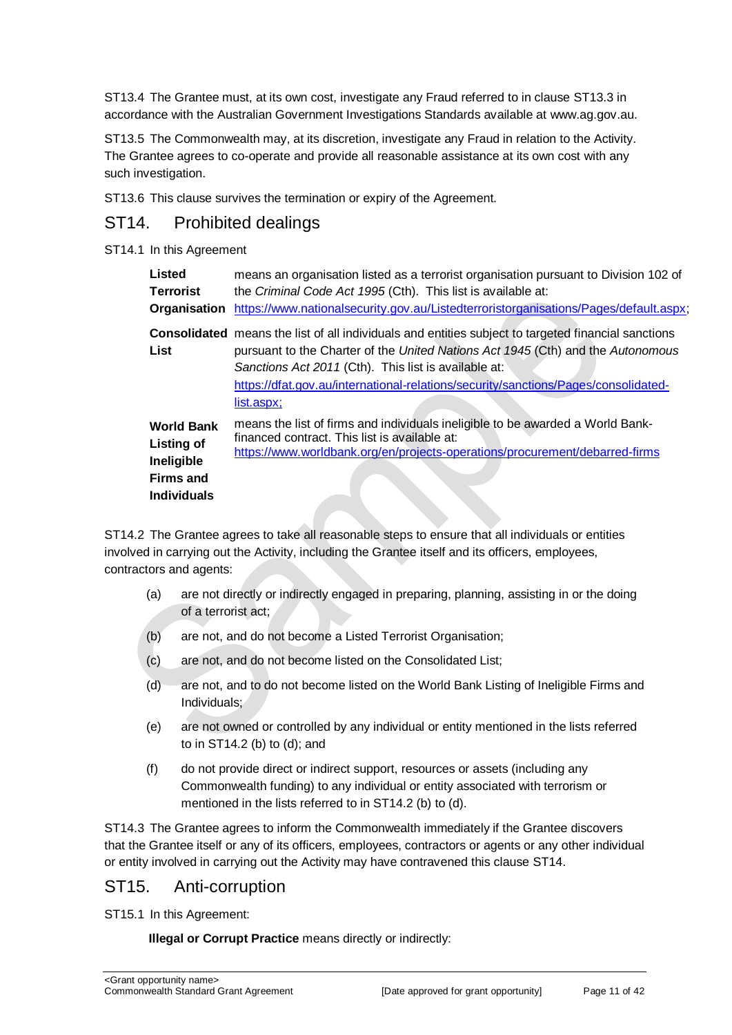ST13.4 The Grantee must, at its own cost, investigate any Fraud referred to in clause ST13.3 in accordance with the Australian Government Investigations Standards available at www.ag.gov.au.

ST13.5 The Commonwealth may, at its discretion, investigate any Fraud in relation to the Activity. The Grantee agrees to co-operate and provide all reasonable assistance at its own cost with any such investigation.

ST13.6 This clause survives the termination or expiry of the Agreement.

## ST14. Prohibited dealings

ST14.1 In this Agreement

| | |
|---|---|
| **Listed Terrorist Organisation** | means an organisation listed as a terrorist organisation pursuant to Division 102 of the *Criminal Code Act 1995* (Cth). This list is available at: https://www.nationalsecurity.gov.au/Listedterroristorganisations/Pages/default.aspx; |
| **Consolidated List** | means the list of all individuals and entities subject to targeted financial sanctions pursuant to the Charter of the *United Nations Act 1945* (Cth) and the *Autonomous Sanctions Act 2011* (Cth). This list is available at: https://dfat.gov.au/international-relations/security/sanctions/Pages/consolidated-list.aspx; |
| **World Bank Listing of Ineligible Firms and Individuals** | means the list of firms and individuals ineligible to be awarded a World Bank-financed contract. This list is available at: https://www.worldbank.org/en/projects-operations/procurement/debarred-firms |

ST14.2 The Grantee agrees to take all reasonable steps to ensure that all individuals or entities involved in carrying out the Activity, including the Grantee itself and its officers, employees, contractors and agents:

(a) are not directly or indirectly engaged in preparing, planning, assisting in or the doing of a terrorist act;

(b) are not, and do not become a Listed Terrorist Organisation;

(c) are not, and do not become listed on the Consolidated List;

(d) are not, and to do not become listed on the World Bank Listing of Ineligible Firms and Individuals;

(e) are not owned or controlled by any individual or entity mentioned in the lists referred to in ST14.2 (b) to (d); and

(f) do not provide direct or indirect support, resources or assets (including any Commonwealth funding) to any individual or entity associated with terrorism or mentioned in the lists referred to in ST14.2 (b) to (d).

ST14.3 The Grantee agrees to inform the Commonwealth immediately if the Grantee discovers that the Grantee itself or any of its officers, employees, contractors or agents or any other individual or entity involved in carrying out the Activity may have contravened this clause ST14.

## ST15. Anti-corruption

ST15.1 In this Agreement:

**Illegal or Corrupt Practice** means directly or indirectly: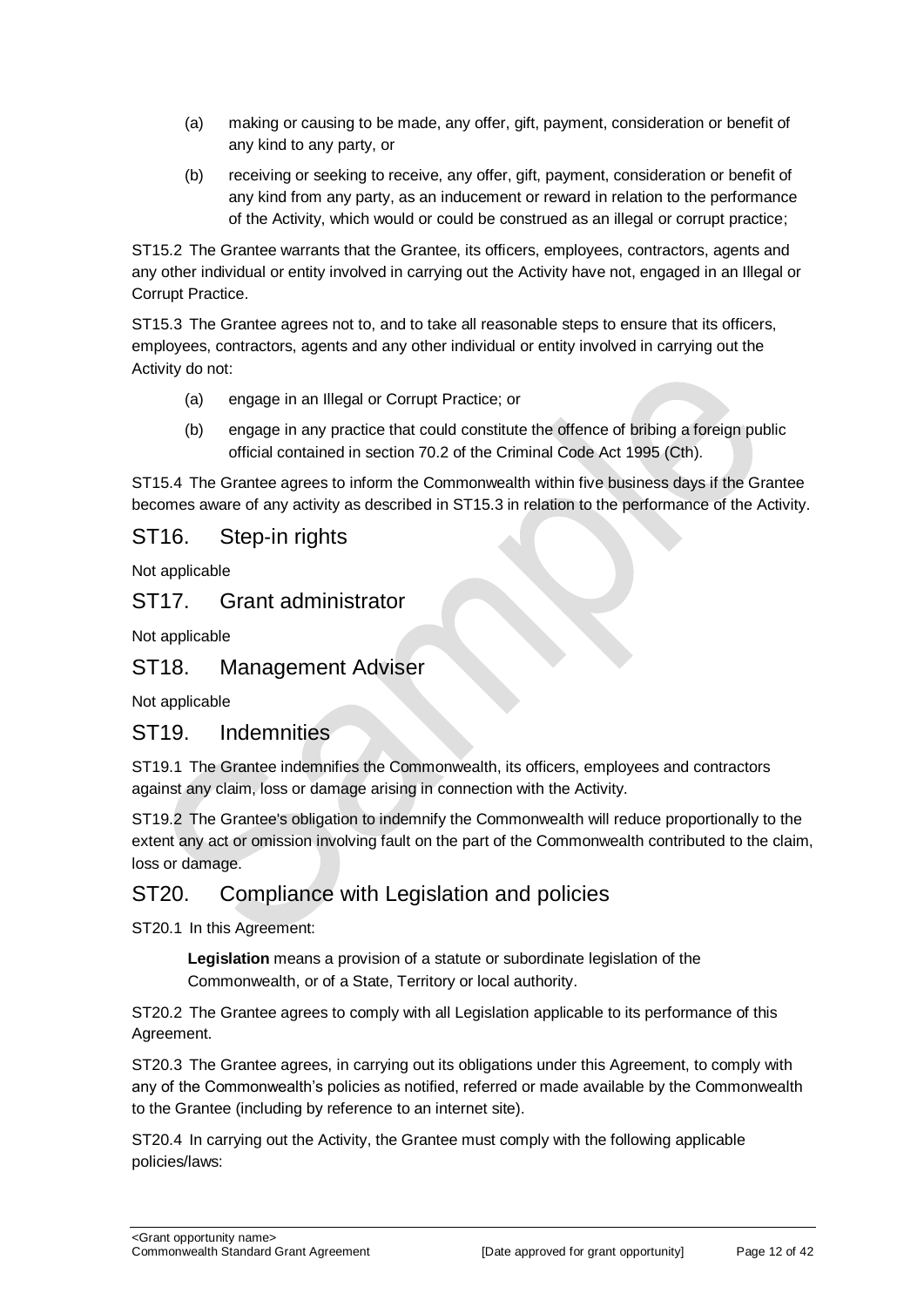(a) making or causing to be made, any offer, gift, payment, consideration or benefit of any kind to any party, or

(b) receiving or seeking to receive, any offer, gift, payment, consideration or benefit of any kind from any party, as an inducement or reward in relation to the performance of the Activity, which would or could be construed as an illegal or corrupt practice;

ST15.2 The Grantee warrants that the Grantee, its officers, employees, contractors, agents and any other individual or entity involved in carrying out the Activity have not, engaged in an Illegal or Corrupt Practice.

ST15.3 The Grantee agrees not to, and to take all reasonable steps to ensure that its officers, employees, contractors, agents and any other individual or entity involved in carrying out the Activity do not:

(a) engage in an Illegal or Corrupt Practice; or

(b) engage in any practice that could constitute the offence of bribing a foreign public official contained in section 70.2 of the Criminal Code Act 1995 (Cth).

ST15.4 The Grantee agrees to inform the Commonwealth within five business days if the Grantee becomes aware of any activity as described in ST15.3 in relation to the performance of the Activity.

## ST16. Step-in rights

Not applicable

## ST17. Grant administrator

Not applicable

## ST18. Management Adviser

Not applicable

## ST19. Indemnities

ST19.1 The Grantee indemnifies the Commonwealth, its officers, employees and contractors against any claim, loss or damage arising in connection with the Activity.

ST19.2 The Grantee's obligation to indemnify the Commonwealth will reduce proportionally to the extent any act or omission involving fault on the part of the Commonwealth contributed to the claim, loss or damage.

## ST20. Compliance with Legislation and policies

ST20.1 In this Agreement:

**Legislation** means a provision of a statute or subordinate legislation of the Commonwealth, or of a State, Territory or local authority.

ST20.2 The Grantee agrees to comply with all Legislation applicable to its performance of this Agreement.

ST20.3 The Grantee agrees, in carrying out its obligations under this Agreement, to comply with any of the Commonwealth's policies as notified, referred or made available by the Commonwealth to the Grantee (including by reference to an internet site).

ST20.4 In carrying out the Activity, the Grantee must comply with the following applicable policies/laws: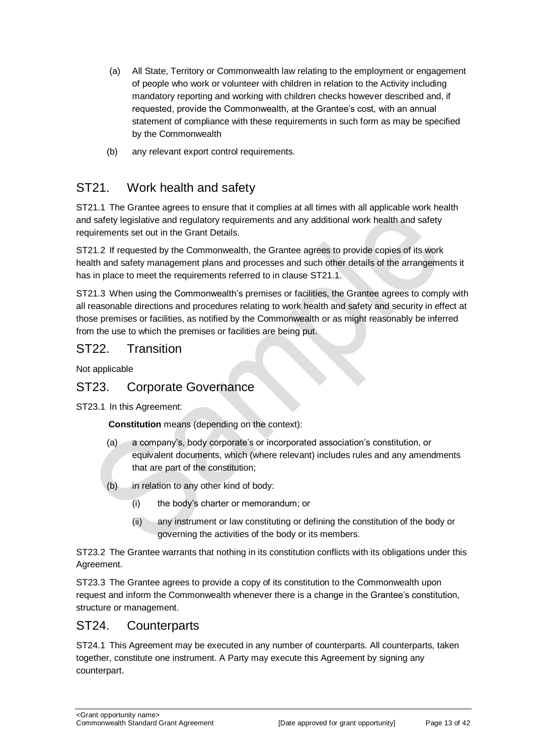(a) All State, Territory or Commonwealth law relating to the employment or engagement of people who work or volunteer with children in relation to the Activity including mandatory reporting and working with children checks however described and, if requested, provide the Commonwealth, at the Grantee's cost, with an annual statement of compliance with these requirements in such form as may be specified by the Commonwealth

(b) any relevant export control requirements.

## ST21. Work health and safety

ST21.1 The Grantee agrees to ensure that it complies at all times with all applicable work health and safety legislative and regulatory requirements and any additional work health and safety requirements set out in the Grant Details.

ST21.2 If requested by the Commonwealth, the Grantee agrees to provide copies of its work health and safety management plans and processes and such other details of the arrangements it has in place to meet the requirements referred to in clause ST21.1.

ST21.3 When using the Commonwealth's premises or facilities, the Grantee agrees to comply with all reasonable directions and procedures relating to work health and safety and security in effect at those premises or facilities, as notified by the Commonwealth or as might reasonably be inferred from the use to which the premises or facilities are being put.

## ST22. Transition

Not applicable

## ST23. Corporate Governance

ST23.1 In this Agreement:

**Constitution** means (depending on the context):

(a) a company's, body corporate's or incorporated association's constitution, or equivalent documents, which (where relevant) includes rules and any amendments that are part of the constitution;

(b) in relation to any other kind of body:

(i) the body's charter or memorandum; or

(ii) any instrument or law constituting or defining the constitution of the body or governing the activities of the body or its members.

ST23.2 The Grantee warrants that nothing in its constitution conflicts with its obligations under this Agreement.

ST23.3 The Grantee agrees to provide a copy of its constitution to the Commonwealth upon request and inform the Commonwealth whenever there is a change in the Grantee's constitution, structure or management.

## ST24. Counterparts

ST24.1 This Agreement may be executed in any number of counterparts. All counterparts, taken together, constitute one instrument. A Party may execute this Agreement by signing any counterpart.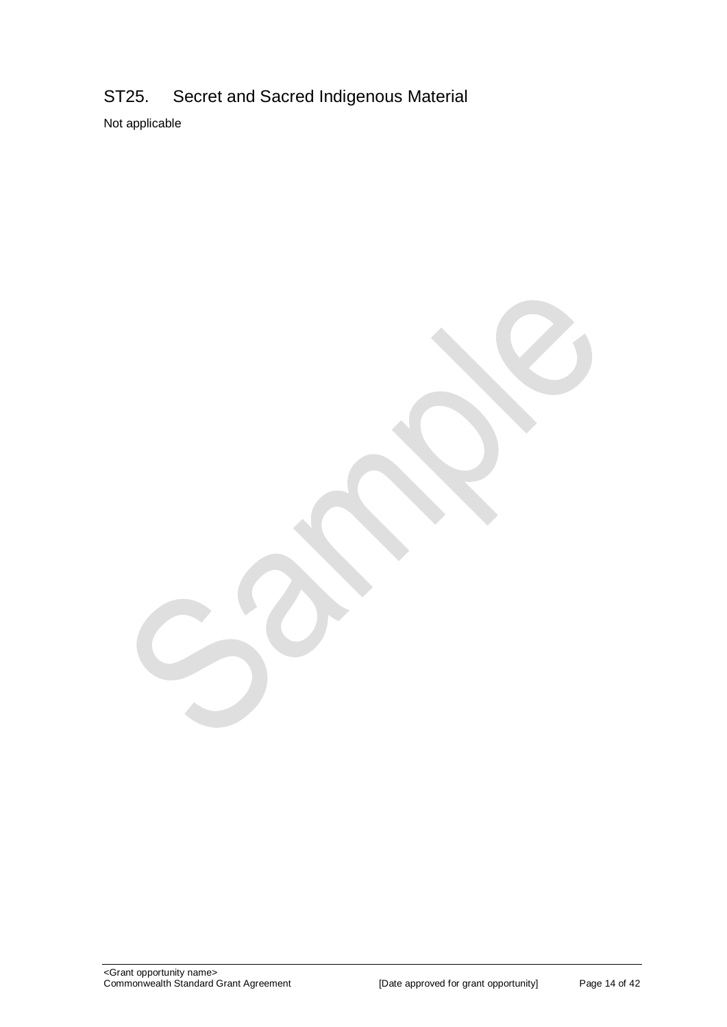## ST25. Secret and Sacred Indigenous Material

Not applicable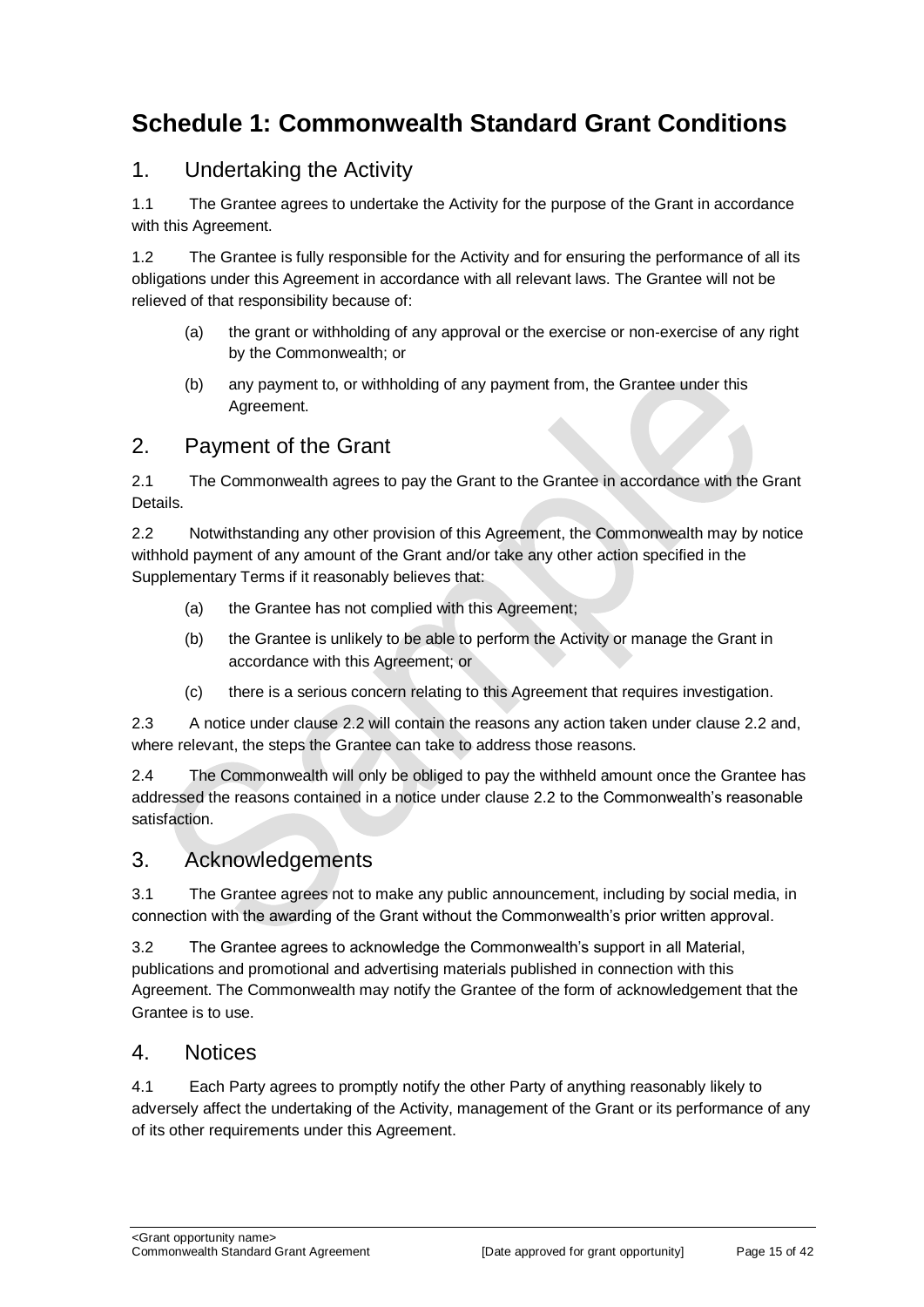# Schedule 1: Commonwealth Standard Grant Conditions

## 1. Undertaking the Activity

1.1 The Grantee agrees to undertake the Activity for the purpose of the Grant in accordance with this Agreement.

1.2 The Grantee is fully responsible for the Activity and for ensuring the performance of all its obligations under this Agreement in accordance with all relevant laws. The Grantee will not be relieved of that responsibility because of:

(a) the grant or withholding of any approval or the exercise or non-exercise of any right by the Commonwealth; or

(b) any payment to, or withholding of any payment from, the Grantee under this Agreement.

## 2. Payment of the Grant

2.1 The Commonwealth agrees to pay the Grant to the Grantee in accordance with the Grant Details.

2.2 Notwithstanding any other provision of this Agreement, the Commonwealth may by notice withhold payment of any amount of the Grant and/or take any other action specified in the Supplementary Terms if it reasonably believes that:

(a) the Grantee has not complied with this Agreement;

(b) the Grantee is unlikely to be able to perform the Activity or manage the Grant in accordance with this Agreement; or

(c) there is a serious concern relating to this Agreement that requires investigation.

2.3 A notice under clause 2.2 will contain the reasons any action taken under clause 2.2 and, where relevant, the steps the Grantee can take to address those reasons.

2.4 The Commonwealth will only be obliged to pay the withheld amount once the Grantee has addressed the reasons contained in a notice under clause 2.2 to the Commonwealth's reasonable satisfaction.

## 3. Acknowledgements

3.1 The Grantee agrees not to make any public announcement, including by social media, in connection with the awarding of the Grant without the Commonwealth's prior written approval.

3.2 The Grantee agrees to acknowledge the Commonwealth's support in all Material, publications and promotional and advertising materials published in connection with this Agreement. The Commonwealth may notify the Grantee of the form of acknowledgement that the Grantee is to use.

## 4. Notices

4.1 Each Party agrees to promptly notify the other Party of anything reasonably likely to adversely affect the undertaking of the Activity, management of the Grant or its performance of any of its other requirements under this Agreement.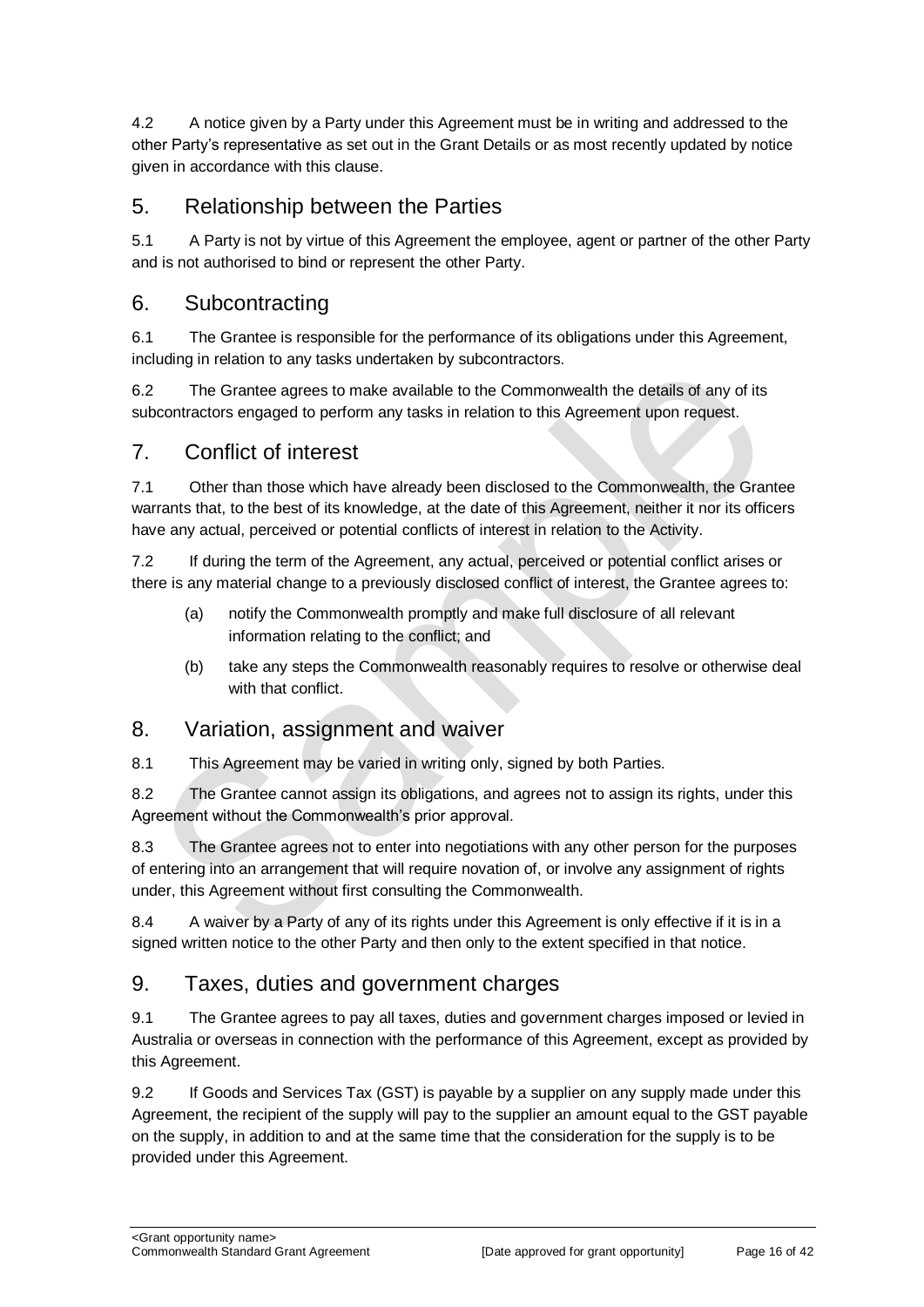4.2 A notice given by a Party under this Agreement must be in writing and addressed to the other Party's representative as set out in the Grant Details or as most recently updated by notice given in accordance with this clause.

## 5. Relationship between the Parties

5.1 A Party is not by virtue of this Agreement the employee, agent or partner of the other Party and is not authorised to bind or represent the other Party.

## 6. Subcontracting

6.1 The Grantee is responsible for the performance of its obligations under this Agreement, including in relation to any tasks undertaken by subcontractors.

6.2 The Grantee agrees to make available to the Commonwealth the details of any of its subcontractors engaged to perform any tasks in relation to this Agreement upon request.

## 7. Conflict of interest

7.1 Other than those which have already been disclosed to the Commonwealth, the Grantee warrants that, to the best of its knowledge, at the date of this Agreement, neither it nor its officers have any actual, perceived or potential conflicts of interest in relation to the Activity.

7.2 If during the term of the Agreement, any actual, perceived or potential conflict arises or there is any material change to a previously disclosed conflict of interest, the Grantee agrees to:

(a) notify the Commonwealth promptly and make full disclosure of all relevant information relating to the conflict; and

(b) take any steps the Commonwealth reasonably requires to resolve or otherwise deal with that conflict.

## 8. Variation, assignment and waiver

8.1 This Agreement may be varied in writing only, signed by both Parties.

8.2 The Grantee cannot assign its obligations, and agrees not to assign its rights, under this Agreement without the Commonwealth's prior approval.

8.3 The Grantee agrees not to enter into negotiations with any other person for the purposes of entering into an arrangement that will require novation of, or involve any assignment of rights under, this Agreement without first consulting the Commonwealth.

8.4 A waiver by a Party of any of its rights under this Agreement is only effective if it is in a signed written notice to the other Party and then only to the extent specified in that notice.

## 9. Taxes, duties and government charges

9.1 The Grantee agrees to pay all taxes, duties and government charges imposed or levied in Australia or overseas in connection with the performance of this Agreement, except as provided by this Agreement.

9.2 If Goods and Services Tax (GST) is payable by a supplier on any supply made under this Agreement, the recipient of the supply will pay to the supplier an amount equal to the GST payable on the supply, in addition to and at the same time that the consideration for the supply is to be provided under this Agreement.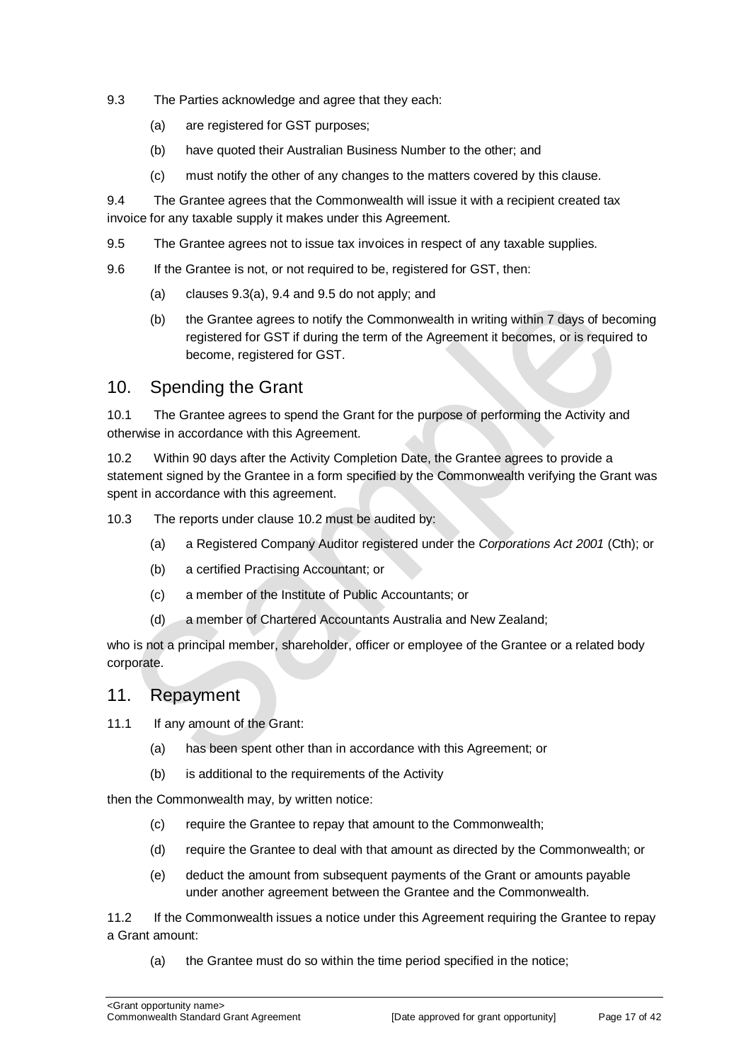9.3 The Parties acknowledge and agree that they each:

(a) are registered for GST purposes;

(b) have quoted their Australian Business Number to the other; and

(c) must notify the other of any changes to the matters covered by this clause.

9.4 The Grantee agrees that the Commonwealth will issue it with a recipient created tax invoice for any taxable supply it makes under this Agreement.

9.5 The Grantee agrees not to issue tax invoices in respect of any taxable supplies.

9.6 If the Grantee is not, or not required to be, registered for GST, then:

(a) clauses 9.3(a), 9.4 and 9.5 do not apply; and

(b) the Grantee agrees to notify the Commonwealth in writing within 7 days of becoming registered for GST if during the term of the Agreement it becomes, or is required to become, registered for GST.

## 10. Spending the Grant

10.1 The Grantee agrees to spend the Grant for the purpose of performing the Activity and otherwise in accordance with this Agreement.

10.2 Within 90 days after the Activity Completion Date, the Grantee agrees to provide a statement signed by the Grantee in a form specified by the Commonwealth verifying the Grant was spent in accordance with this agreement.

10.3 The reports under clause 10.2 must be audited by:

(a) a Registered Company Auditor registered under the *Corporations Act 2001* (Cth); or

(b) a certified Practising Accountant; or

(c) a member of the Institute of Public Accountants; or

(d) a member of Chartered Accountants Australia and New Zealand;

who is not a principal member, shareholder, officer or employee of the Grantee or a related body corporate.

## 11. Repayment

11.1 If any amount of the Grant:

(a) has been spent other than in accordance with this Agreement; or

(b) is additional to the requirements of the Activity

then the Commonwealth may, by written notice:

(c) require the Grantee to repay that amount to the Commonwealth;

(d) require the Grantee to deal with that amount as directed by the Commonwealth; or

(e) deduct the amount from subsequent payments of the Grant or amounts payable under another agreement between the Grantee and the Commonwealth.

11.2 If the Commonwealth issues a notice under this Agreement requiring the Grantee to repay a Grant amount:

(a) the Grantee must do so within the time period specified in the notice;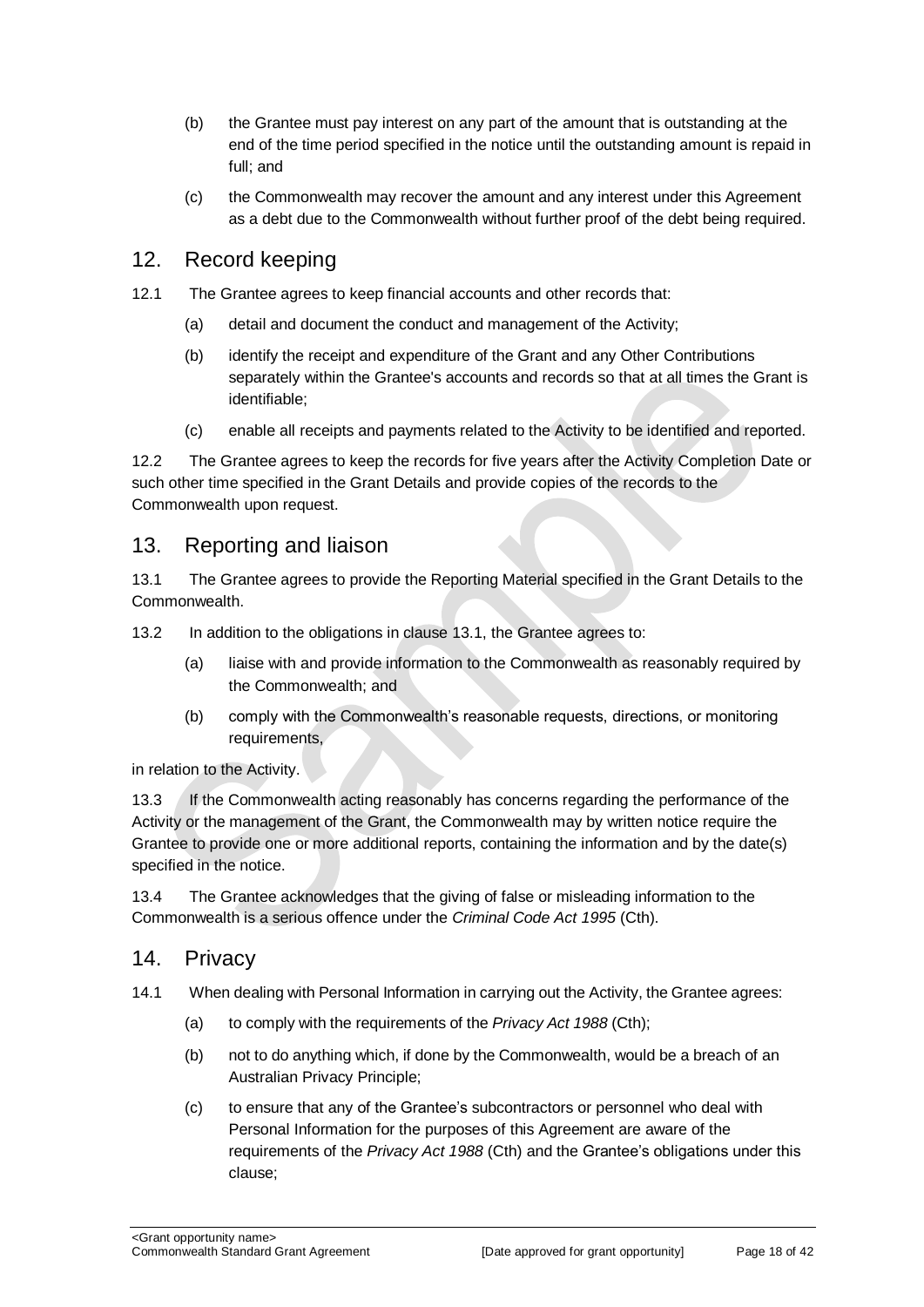(b) the Grantee must pay interest on any part of the amount that is outstanding at the end of the time period specified in the notice until the outstanding amount is repaid in full; and

(c) the Commonwealth may recover the amount and any interest under this Agreement as a debt due to the Commonwealth without further proof of the debt being required.

## 12. Record keeping

12.1 The Grantee agrees to keep financial accounts and other records that:

(a) detail and document the conduct and management of the Activity;

(b) identify the receipt and expenditure of the Grant and any Other Contributions separately within the Grantee's accounts and records so that at all times the Grant is identifiable;

(c) enable all receipts and payments related to the Activity to be identified and reported.

12.2 The Grantee agrees to keep the records for five years after the Activity Completion Date or such other time specified in the Grant Details and provide copies of the records to the Commonwealth upon request.

## 13. Reporting and liaison

13.1 The Grantee agrees to provide the Reporting Material specified in the Grant Details to the Commonwealth.

13.2 In addition to the obligations in clause 13.1, the Grantee agrees to:

(a) liaise with and provide information to the Commonwealth as reasonably required by the Commonwealth; and

(b) comply with the Commonwealth's reasonable requests, directions, or monitoring requirements,

in relation to the Activity.

13.3 If the Commonwealth acting reasonably has concerns regarding the performance of the Activity or the management of the Grant, the Commonwealth may by written notice require the Grantee to provide one or more additional reports, containing the information and by the date(s) specified in the notice.

13.4 The Grantee acknowledges that the giving of false or misleading information to the Commonwealth is a serious offence under the *Criminal Code Act 1995* (Cth).

## 14. Privacy

14.1 When dealing with Personal Information in carrying out the Activity, the Grantee agrees:

(a) to comply with the requirements of the *Privacy Act 1988* (Cth);

(b) not to do anything which, if done by the Commonwealth, would be a breach of an Australian Privacy Principle;

(c) to ensure that any of the Grantee's subcontractors or personnel who deal with Personal Information for the purposes of this Agreement are aware of the requirements of the *Privacy Act 1988* (Cth) and the Grantee's obligations under this clause;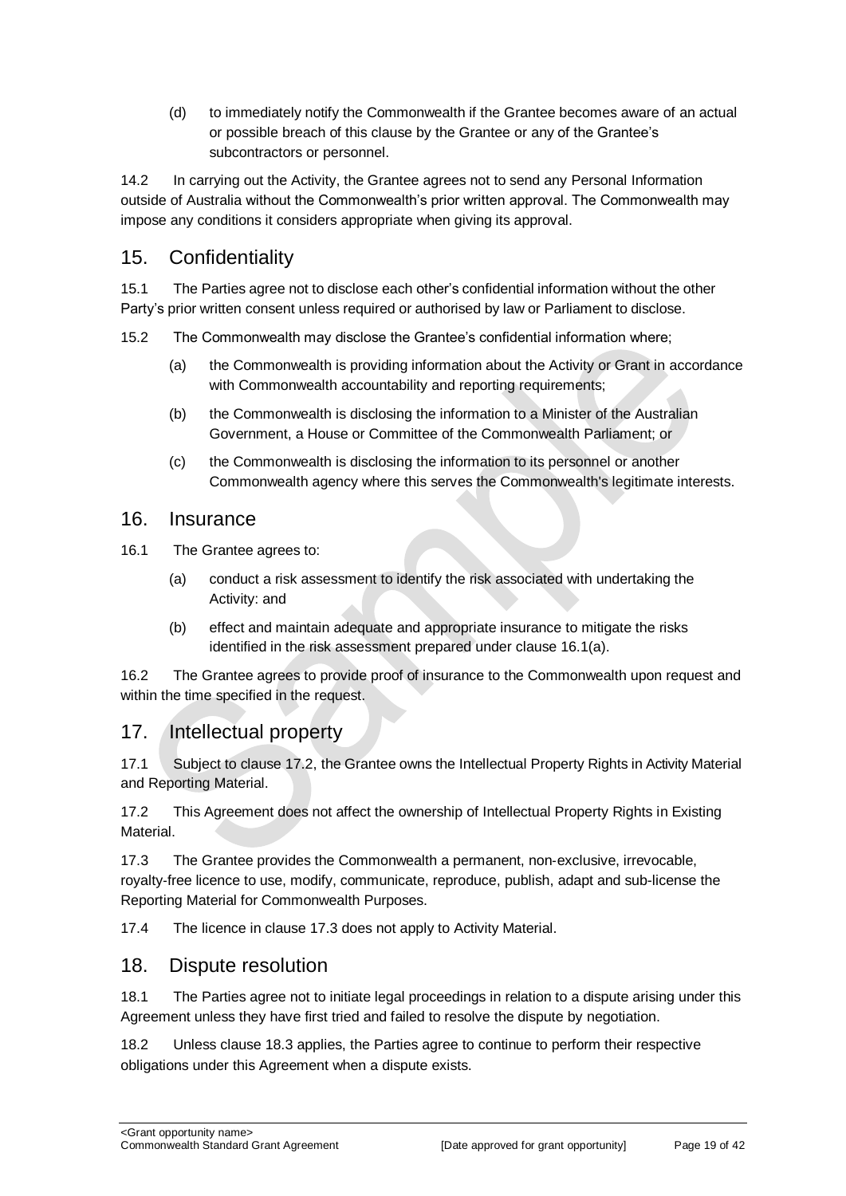(d) to immediately notify the Commonwealth if the Grantee becomes aware of an actual or possible breach of this clause by the Grantee or any of the Grantee's subcontractors or personnel.

14.2 In carrying out the Activity, the Grantee agrees not to send any Personal Information outside of Australia without the Commonwealth's prior written approval. The Commonwealth may impose any conditions it considers appropriate when giving its approval.

## 15. Confidentiality

15.1 The Parties agree not to disclose each other's confidential information without the other Party's prior written consent unless required or authorised by law or Parliament to disclose.

15.2 The Commonwealth may disclose the Grantee's confidential information where;

(a) the Commonwealth is providing information about the Activity or Grant in accordance with Commonwealth accountability and reporting requirements;

(b) the Commonwealth is disclosing the information to a Minister of the Australian Government, a House or Committee of the Commonwealth Parliament; or

(c) the Commonwealth is disclosing the information to its personnel or another Commonwealth agency where this serves the Commonwealth's legitimate interests.

## 16. Insurance

16.1 The Grantee agrees to:

(a) conduct a risk assessment to identify the risk associated with undertaking the Activity: and

(b) effect and maintain adequate and appropriate insurance to mitigate the risks identified in the risk assessment prepared under clause 16.1(a).

16.2 The Grantee agrees to provide proof of insurance to the Commonwealth upon request and within the time specified in the request.

## 17. Intellectual property

17.1 Subject to clause 17.2, the Grantee owns the Intellectual Property Rights in Activity Material and Reporting Material.

17.2 This Agreement does not affect the ownership of Intellectual Property Rights in Existing Material.

17.3 The Grantee provides the Commonwealth a permanent, non-exclusive, irrevocable, royalty-free licence to use, modify, communicate, reproduce, publish, adapt and sub-license the Reporting Material for Commonwealth Purposes.

17.4 The licence in clause 17.3 does not apply to Activity Material.

## 18. Dispute resolution

18.1 The Parties agree not to initiate legal proceedings in relation to a dispute arising under this Agreement unless they have first tried and failed to resolve the dispute by negotiation.

18.2 Unless clause 18.3 applies, the Parties agree to continue to perform their respective obligations under this Agreement when a dispute exists.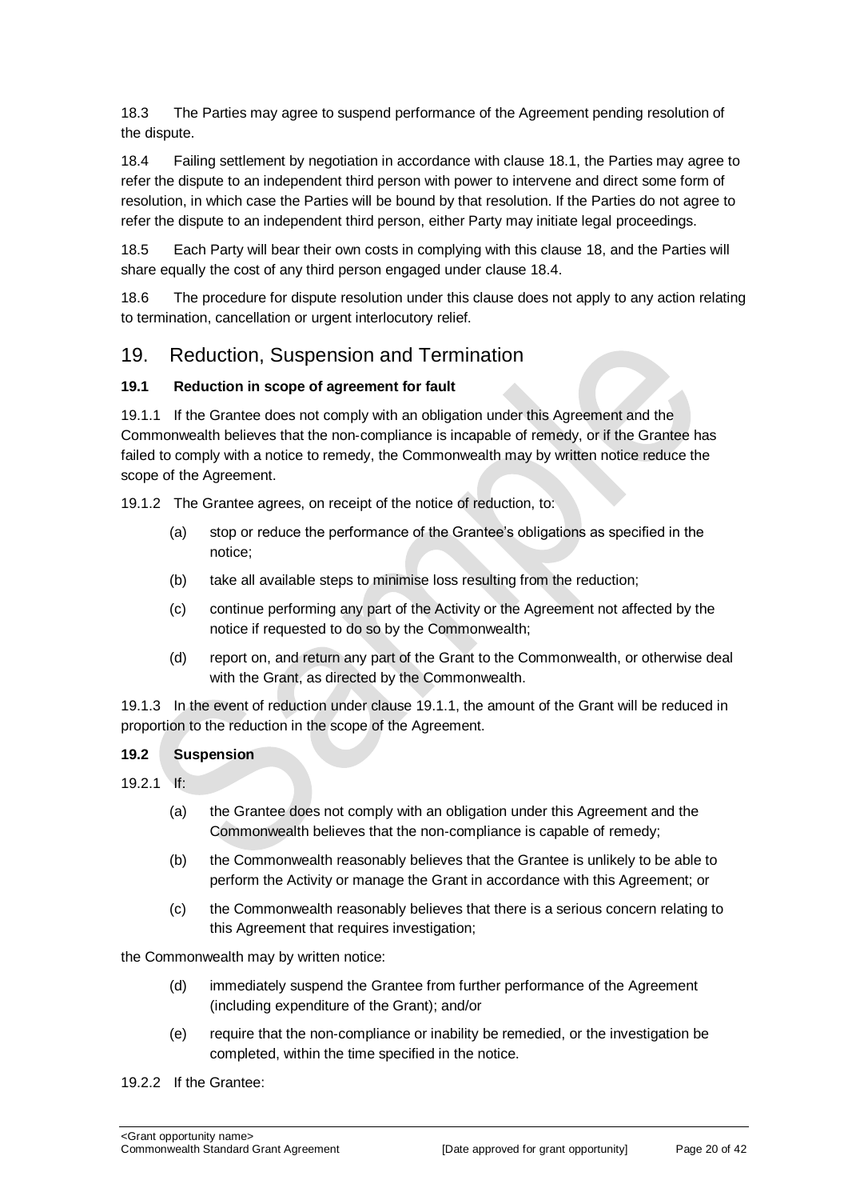18.3 The Parties may agree to suspend performance of the Agreement pending resolution of the dispute.

18.4 Failing settlement by negotiation in accordance with clause 18.1, the Parties may agree to refer the dispute to an independent third person with power to intervene and direct some form of resolution, in which case the Parties will be bound by that resolution. If the Parties do not agree to refer the dispute to an independent third person, either Party may initiate legal proceedings.

18.5 Each Party will bear their own costs in complying with this clause 18, and the Parties will share equally the cost of any third person engaged under clause 18.4.

18.6 The procedure for dispute resolution under this clause does not apply to any action relating to termination, cancellation or urgent interlocutory relief.

## 19. Reduction, Suspension and Termination

### 19.1 Reduction in scope of agreement for fault

19.1.1 If the Grantee does not comply with an obligation under this Agreement and the Commonwealth believes that the non-compliance is incapable of remedy, or if the Grantee has failed to comply with a notice to remedy, the Commonwealth may by written notice reduce the scope of the Agreement.

19.1.2 The Grantee agrees, on receipt of the notice of reduction, to:

- (a) stop or reduce the performance of the Grantee's obligations as specified in the notice;
- (b) take all available steps to minimise loss resulting from the reduction;
- (c) continue performing any part of the Activity or the Agreement not affected by the notice if requested to do so by the Commonwealth;
- (d) report on, and return any part of the Grant to the Commonwealth, or otherwise deal with the Grant, as directed by the Commonwealth.

19.1.3 In the event of reduction under clause 19.1.1, the amount of the Grant will be reduced in proportion to the reduction in the scope of the Agreement.

### 19.2 Suspension

19.2.1 If:

- (a) the Grantee does not comply with an obligation under this Agreement and the Commonwealth believes that the non-compliance is capable of remedy;
- (b) the Commonwealth reasonably believes that the Grantee is unlikely to be able to perform the Activity or manage the Grant in accordance with this Agreement; or
- (c) the Commonwealth reasonably believes that there is a serious concern relating to this Agreement that requires investigation;

the Commonwealth may by written notice:

- (d) immediately suspend the Grantee from further performance of the Agreement (including expenditure of the Grant); and/or
- (e) require that the non-compliance or inability be remedied, or the investigation be completed, within the time specified in the notice.

19.2.2 If the Grantee: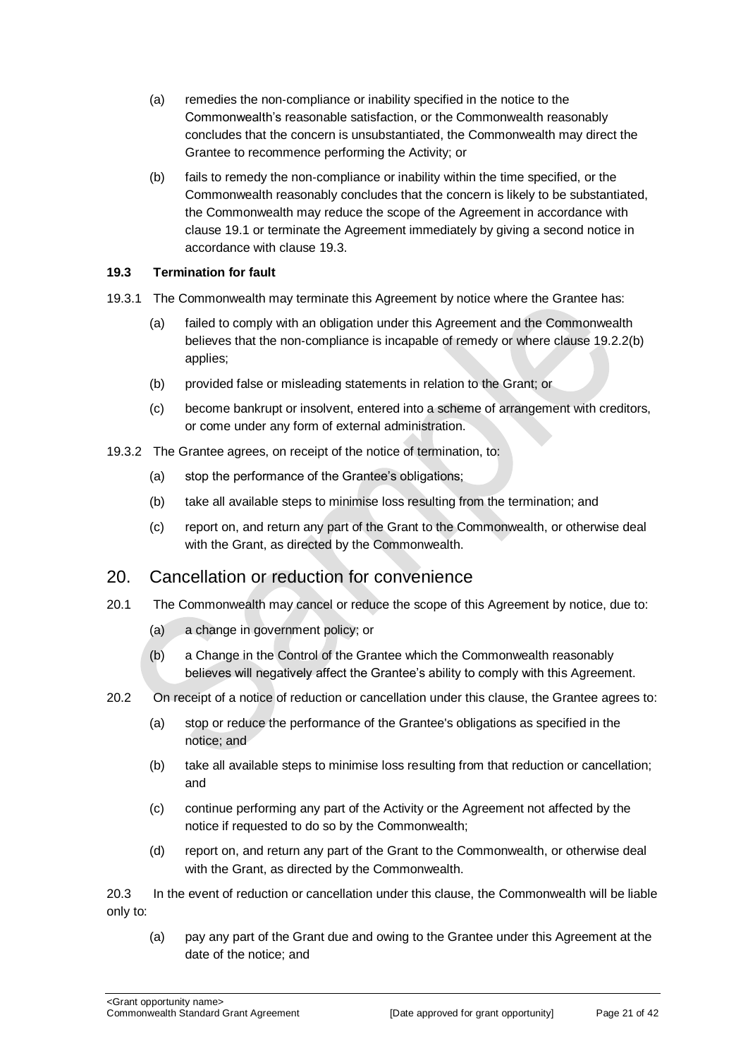(a) remedies the non-compliance or inability specified in the notice to the Commonwealth's reasonable satisfaction, or the Commonwealth reasonably concludes that the concern is unsubstantiated, the Commonwealth may direct the Grantee to recommence performing the Activity; or

(b) fails to remedy the non-compliance or inability within the time specified, or the Commonwealth reasonably concludes that the concern is likely to be substantiated, the Commonwealth may reduce the scope of the Agreement in accordance with clause 19.1 or terminate the Agreement immediately by giving a second notice in accordance with clause 19.3.

**19.3 Termination for fault**

19.3.1 The Commonwealth may terminate this Agreement by notice where the Grantee has:

(a) failed to comply with an obligation under this Agreement and the Commonwealth believes that the non-compliance is incapable of remedy or where clause 19.2.2(b) applies;

(b) provided false or misleading statements in relation to the Grant; or

(c) become bankrupt or insolvent, entered into a scheme of arrangement with creditors, or come under any form of external administration.

19.3.2 The Grantee agrees, on receipt of the notice of termination, to:

(a) stop the performance of the Grantee's obligations;

(b) take all available steps to minimise loss resulting from the termination; and

(c) report on, and return any part of the Grant to the Commonwealth, or otherwise deal with the Grant, as directed by the Commonwealth.

## 20. Cancellation or reduction for convenience

20.1 The Commonwealth may cancel or reduce the scope of this Agreement by notice, due to:

(a) a change in government policy; or

(b) a Change in the Control of the Grantee which the Commonwealth reasonably believes will negatively affect the Grantee's ability to comply with this Agreement.

20.2 On receipt of a notice of reduction or cancellation under this clause, the Grantee agrees to:

(a) stop or reduce the performance of the Grantee's obligations as specified in the notice; and

(b) take all available steps to minimise loss resulting from that reduction or cancellation; and

(c) continue performing any part of the Activity or the Agreement not affected by the notice if requested to do so by the Commonwealth;

(d) report on, and return any part of the Grant to the Commonwealth, or otherwise deal with the Grant, as directed by the Commonwealth.

20.3 In the event of reduction or cancellation under this clause, the Commonwealth will be liable only to:

(a) pay any part of the Grant due and owing to the Grantee under this Agreement at the date of the notice; and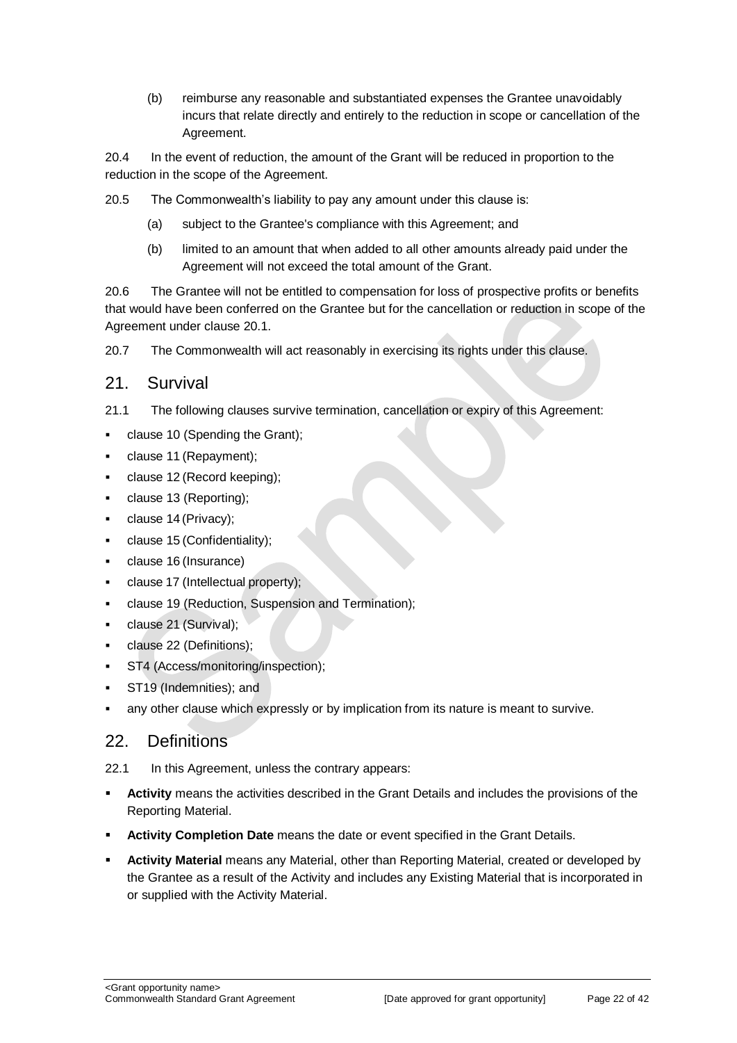(b) reimburse any reasonable and substantiated expenses the Grantee unavoidably incurs that relate directly and entirely to the reduction in scope or cancellation of the Agreement.

20.4 In the event of reduction, the amount of the Grant will be reduced in proportion to the reduction in the scope of the Agreement.

20.5 The Commonwealth's liability to pay any amount under this clause is:

(a) subject to the Grantee's compliance with this Agreement; and

(b) limited to an amount that when added to all other amounts already paid under the Agreement will not exceed the total amount of the Grant.

20.6 The Grantee will not be entitled to compensation for loss of prospective profits or benefits that would have been conferred on the Grantee but for the cancellation or reduction in scope of the Agreement under clause 20.1.

20.7 The Commonwealth will act reasonably in exercising its rights under this clause.

## 21. Survival

21.1 The following clauses survive termination, cancellation or expiry of this Agreement:

- clause 10 (Spending the Grant);
- clause 11 (Repayment);
- clause 12 (Record keeping);
- clause 13 (Reporting);
- clause 14 (Privacy);
- clause 15 (Confidentiality);
- clause 16 (Insurance)
- clause 17 (Intellectual property);
- clause 19 (Reduction, Suspension and Termination);
- clause 21 (Survival);
- clause 22 (Definitions);
- ST4 (Access/monitoring/inspection);
- ST19 (Indemnities); and
- any other clause which expressly or by implication from its nature is meant to survive.

## 22. Definitions

22.1 In this Agreement, unless the contrary appears:

- **Activity** means the activities described in the Grant Details and includes the provisions of the Reporting Material.
- **Activity Completion Date** means the date or event specified in the Grant Details.
- **Activity Material** means any Material, other than Reporting Material, created or developed by the Grantee as a result of the Activity and includes any Existing Material that is incorporated in or supplied with the Activity Material.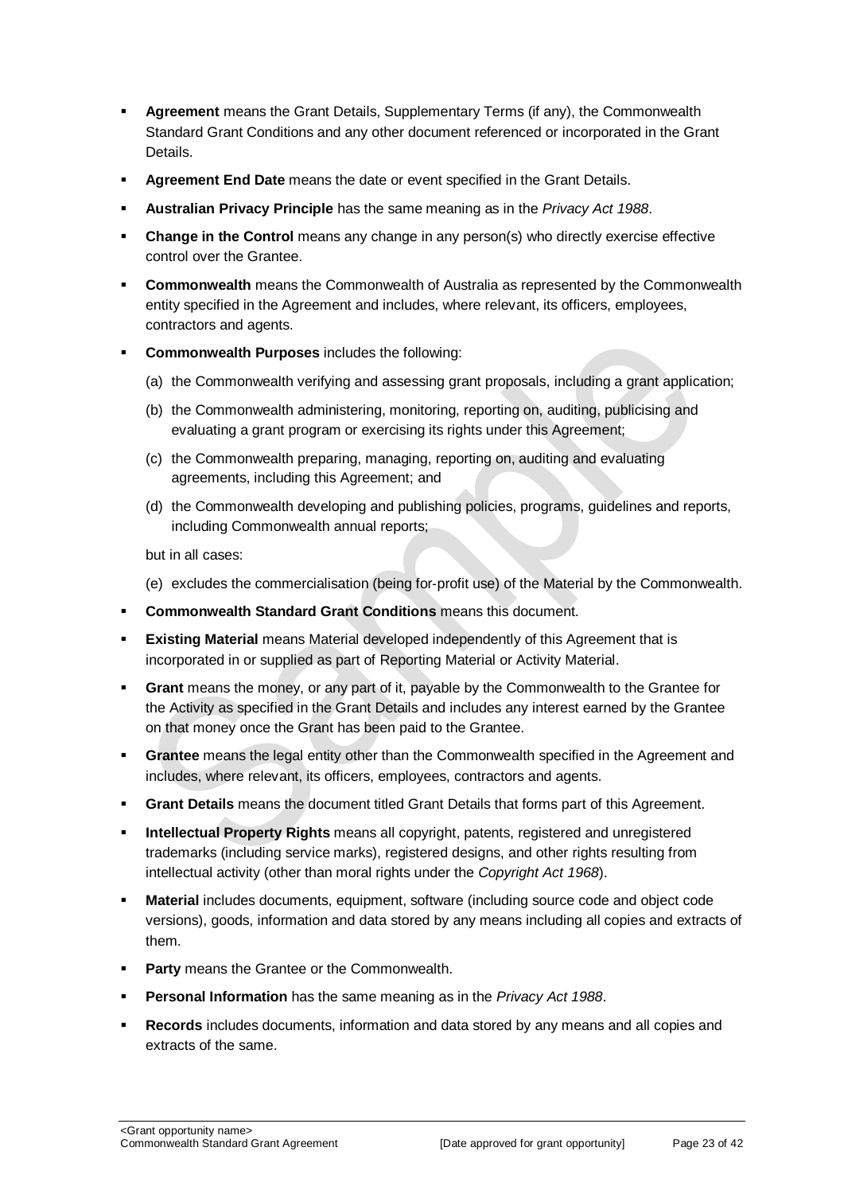- **Agreement** means the Grant Details, Supplementary Terms (if any), the Commonwealth Standard Grant Conditions and any other document referenced or incorporated in the Grant Details.
- **Agreement End Date** means the date or event specified in the Grant Details.
- **Australian Privacy Principle** has the same meaning as in the *Privacy Act 1988*.
- **Change in the Control** means any change in any person(s) who directly exercise effective control over the Grantee.
- **Commonwealth** means the Commonwealth of Australia as represented by the Commonwealth entity specified in the Agreement and includes, where relevant, its officers, employees, contractors and agents.
- **Commonwealth Purposes** includes the following:

  (a) the Commonwealth verifying and assessing grant proposals, including a grant application;

  (b) the Commonwealth administering, monitoring, reporting on, auditing, publicising and evaluating a grant program or exercising its rights under this Agreement;

  (c) the Commonwealth preparing, managing, reporting on, auditing and evaluating agreements, including this Agreement; and

  (d) the Commonwealth developing and publishing policies, programs, guidelines and reports, including Commonwealth annual reports;

  but in all cases:

  (e) excludes the commercialisation (being for-profit use) of the Material by the Commonwealth.
- **Commonwealth Standard Grant Conditions** means this document.
- **Existing Material** means Material developed independently of this Agreement that is incorporated in or supplied as part of Reporting Material or Activity Material.
- **Grant** means the money, or any part of it, payable by the Commonwealth to the Grantee for the Activity as specified in the Grant Details and includes any interest earned by the Grantee on that money once the Grant has been paid to the Grantee.
- **Grantee** means the legal entity other than the Commonwealth specified in the Agreement and includes, where relevant, its officers, employees, contractors and agents.
- **Grant Details** means the document titled Grant Details that forms part of this Agreement.
- **Intellectual Property Rights** means all copyright, patents, registered and unregistered trademarks (including service marks), registered designs, and other rights resulting from intellectual activity (other than moral rights under the *Copyright Act 1968*).
- **Material** includes documents, equipment, software (including source code and object code versions), goods, information and data stored by any means including all copies and extracts of them.
- **Party** means the Grantee or the Commonwealth.
- **Personal Information** has the same meaning as in the *Privacy Act 1988*.
- **Records** includes documents, information and data stored by any means and all copies and extracts of the same.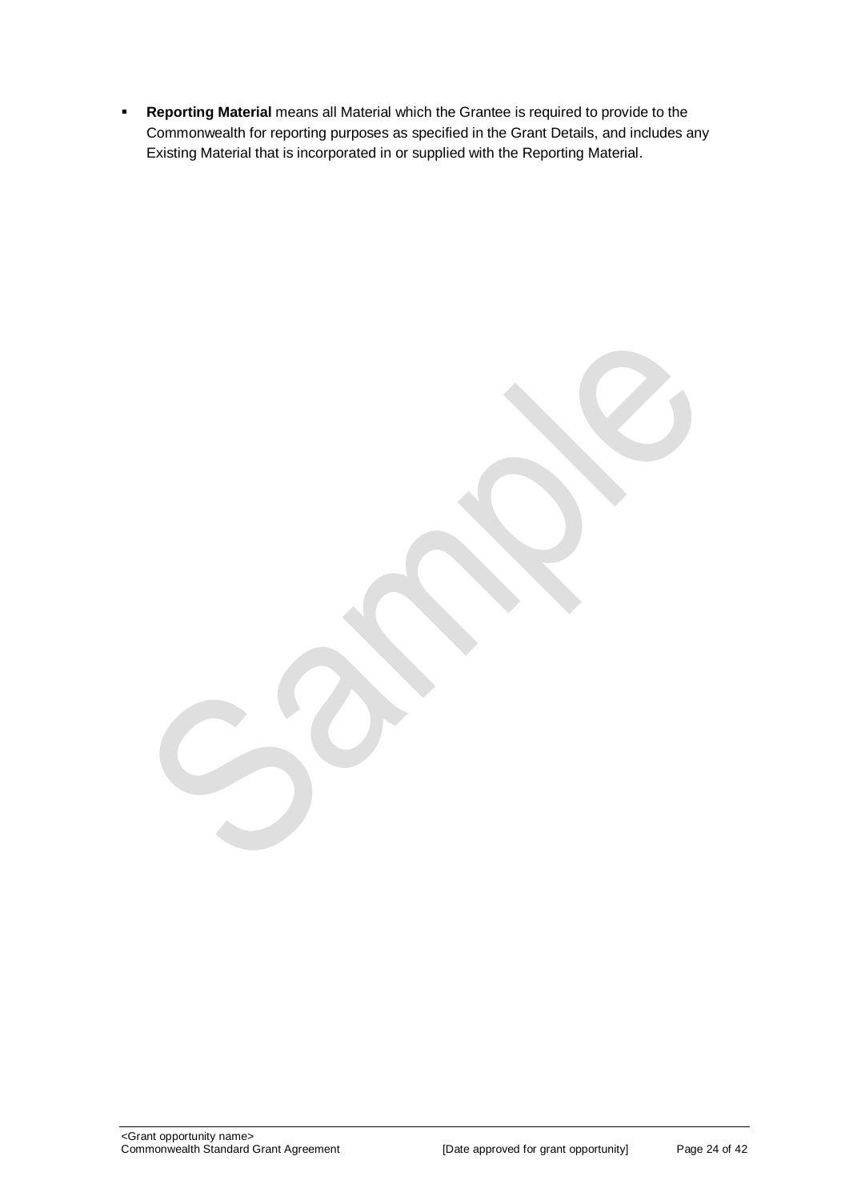- **Reporting Material** means all Material which the Grantee is required to provide to the Commonwealth for reporting purposes as specified in the Grant Details, and includes any Existing Material that is incorporated in or supplied with the Reporting Material.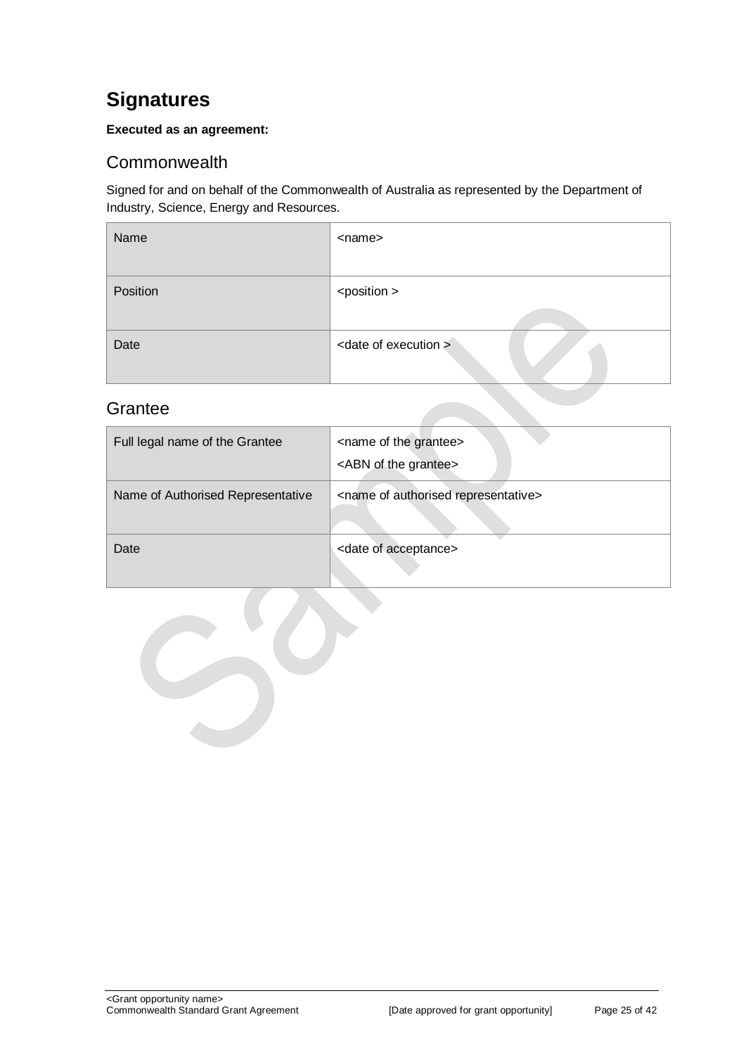# Signatures

**Executed as an agreement:**

## Commonwealth

Signed for and on behalf of the Commonwealth of Australia as represented by the Department of Industry, Science, Energy and Resources.

| Name | <name> |
| --- | --- |
| Position | <position > |
| Date | <date of execution > |

## Grantee

| Full legal name of the Grantee | <name of the grantee><br><ABN of the grantee> |
| --- | --- |
| Name of Authorised Representative | <name of authorised representative> |
| Date | <date of acceptance> |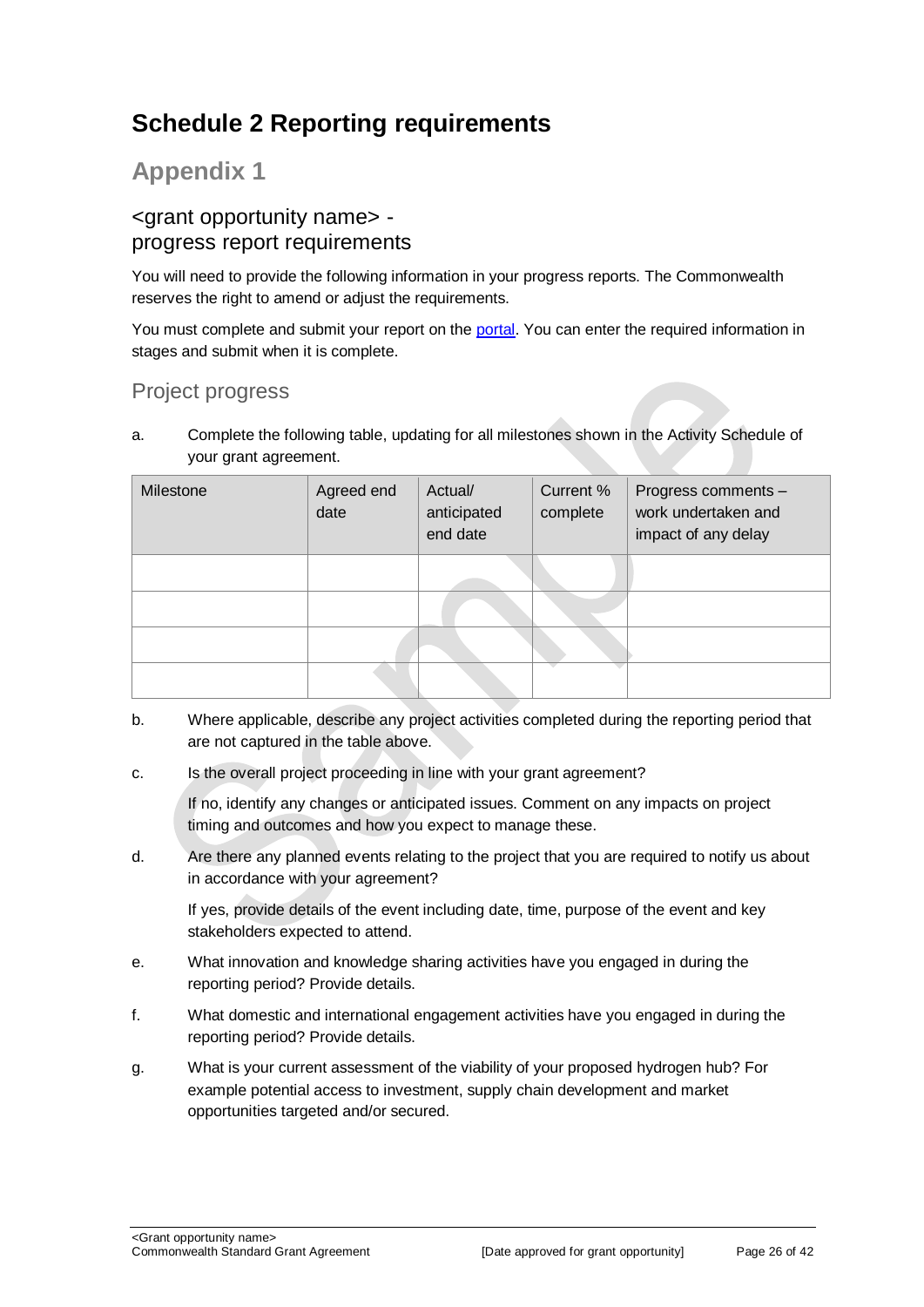# Schedule 2 Reporting requirements

## Appendix 1

### <grant opportunity name> - progress report requirements

You will need to provide the following information in your progress reports. The Commonwealth reserves the right to amend or adjust the requirements.

You must complete and submit your report on the portal. You can enter the required information in stages and submit when it is complete.

### Project progress

a. Complete the following table, updating for all milestones shown in the Activity Schedule of your grant agreement.

| Milestone | Agreed end date | Actual/ anticipated end date | Current % complete | Progress comments – work undertaken and impact of any delay |
|---|---|---|---|---|
| | | | | |
| | | | | |
| | | | | |
| | | | | |

b. Where applicable, describe any project activities completed during the reporting period that are not captured in the table above.

c. Is the overall project proceeding in line with your grant agreement?

   If no, identify any changes or anticipated issues. Comment on any impacts on project timing and outcomes and how you expect to manage these.

d. Are there any planned events relating to the project that you are required to notify us about in accordance with your agreement?

   If yes, provide details of the event including date, time, purpose of the event and key stakeholders expected to attend.

e. What innovation and knowledge sharing activities have you engaged in during the reporting period? Provide details.

f. What domestic and international engagement activities have you engaged in during the reporting period? Provide details.

g. What is your current assessment of the viability of your proposed hydrogen hub? For example potential access to investment, supply chain development and market opportunities targeted and/or secured.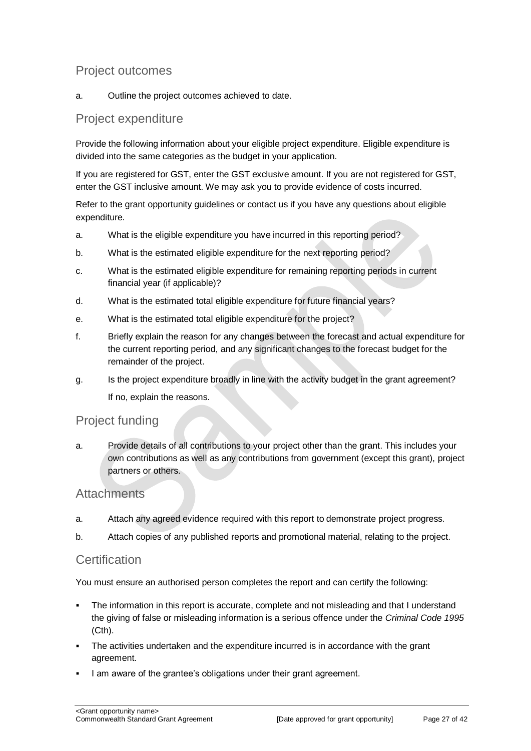## Project outcomes

a. Outline the project outcomes achieved to date.

## Project expenditure

Provide the following information about your eligible project expenditure. Eligible expenditure is divided into the same categories as the budget in your application.

If you are registered for GST, enter the GST exclusive amount. If you are not registered for GST, enter the GST inclusive amount. We may ask you to provide evidence of costs incurred.

Refer to the grant opportunity guidelines or contact us if you have any questions about eligible expenditure.

a. What is the eligible expenditure you have incurred in this reporting period?

b. What is the estimated eligible expenditure for the next reporting period?

c. What is the estimated eligible expenditure for remaining reporting periods in current financial year (if applicable)?

d. What is the estimated total eligible expenditure for future financial years?

e. What is the estimated total eligible expenditure for the project?

f. Briefly explain the reason for any changes between the forecast and actual expenditure for the current reporting period, and any significant changes to the forecast budget for the remainder of the project.

g. Is the project expenditure broadly in line with the activity budget in the grant agreement?
   If no, explain the reasons.

## Project funding

a. Provide details of all contributions to your project other than the grant. This includes your own contributions as well as any contributions from government (except this grant), project partners or others.

## Attachments

a. Attach any agreed evidence required with this report to demonstrate project progress.

b. Attach copies of any published reports and promotional material, relating to the project.

## Certification

You must ensure an authorised person completes the report and can certify the following:

- The information in this report is accurate, complete and not misleading and that I understand the giving of false or misleading information is a serious offence under the *Criminal Code 1995* (Cth).
- The activities undertaken and the expenditure incurred is in accordance with the grant agreement.
- I am aware of the grantee's obligations under their grant agreement.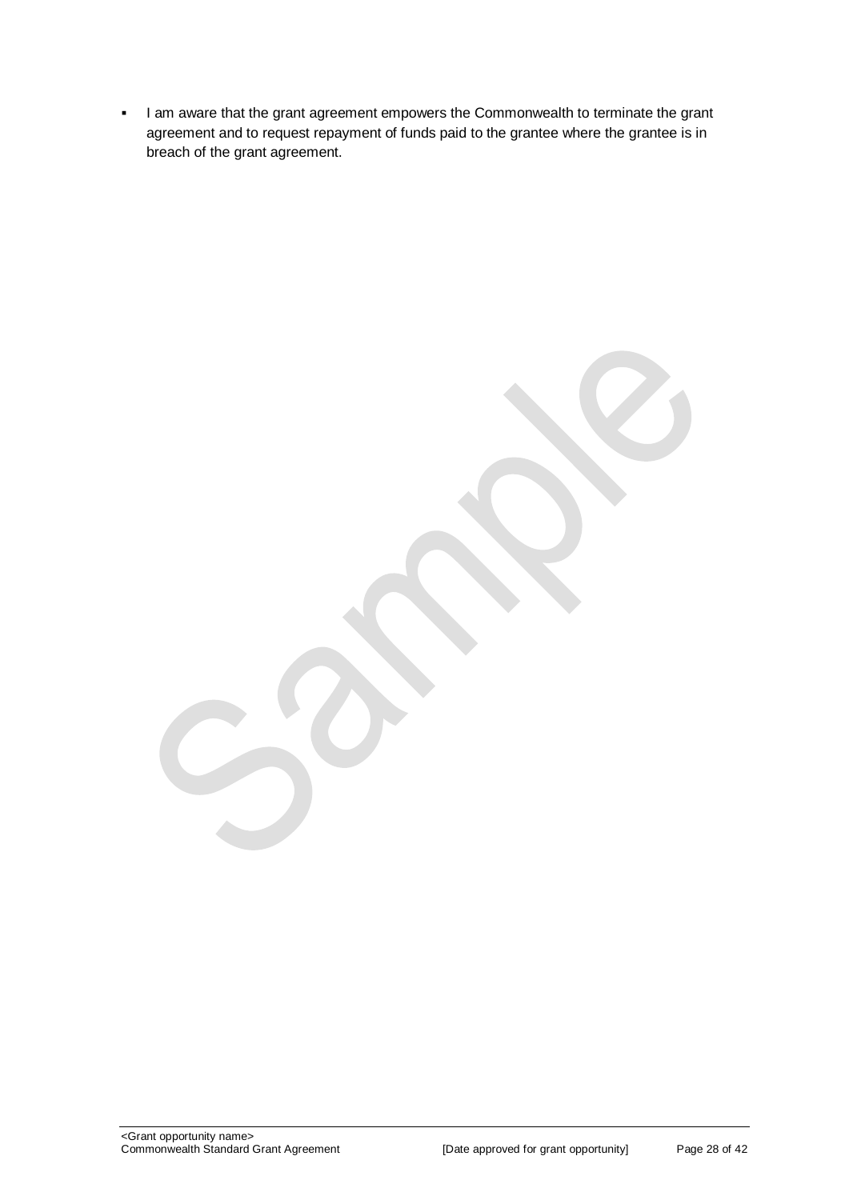- I am aware that the grant agreement empowers the Commonwealth to terminate the grant agreement and to request repayment of funds paid to the grantee where the grantee is in breach of the grant agreement.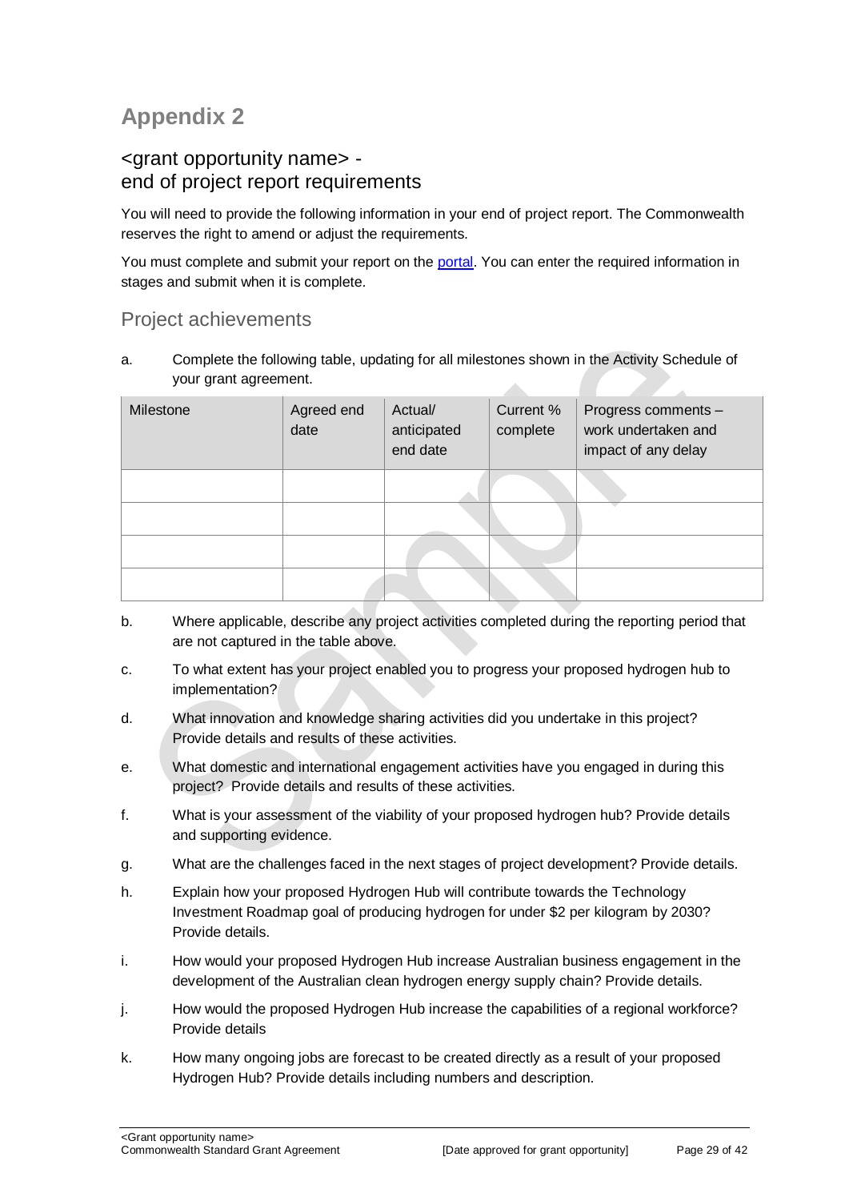# Appendix 2

## <grant opportunity name> - end of project report requirements

You will need to provide the following information in your end of project report. The Commonwealth reserves the right to amend or adjust the requirements.

You must complete and submit your report on the portal. You can enter the required information in stages and submit when it is complete.

## Project achievements

a. Complete the following table, updating for all milestones shown in the Activity Schedule of your grant agreement.

| Milestone | Agreed end date | Actual/ anticipated end date | Current % complete | Progress comments – work undertaken and impact of any delay |
|---|---|---|---|---|
| | | | | |
| | | | | |
| | | | | |
| | | | | |

b. Where applicable, describe any project activities completed during the reporting period that are not captured in the table above.

c. To what extent has your project enabled you to progress your proposed hydrogen hub to implementation?

d. What innovation and knowledge sharing activities did you undertake in this project? Provide details and results of these activities.

e. What domestic and international engagement activities have you engaged in during this project? Provide details and results of these activities.

f. What is your assessment of the viability of your proposed hydrogen hub? Provide details and supporting evidence.

g. What are the challenges faced in the next stages of project development? Provide details.

h. Explain how your proposed Hydrogen Hub will contribute towards the Technology Investment Roadmap goal of producing hydrogen for under $2 per kilogram by 2030? Provide details.

i. How would your proposed Hydrogen Hub increase Australian business engagement in the development of the Australian clean hydrogen energy supply chain? Provide details.

j. How would the proposed Hydrogen Hub increase the capabilities of a regional workforce? Provide details

k. How many ongoing jobs are forecast to be created directly as a result of your proposed Hydrogen Hub? Provide details including numbers and description.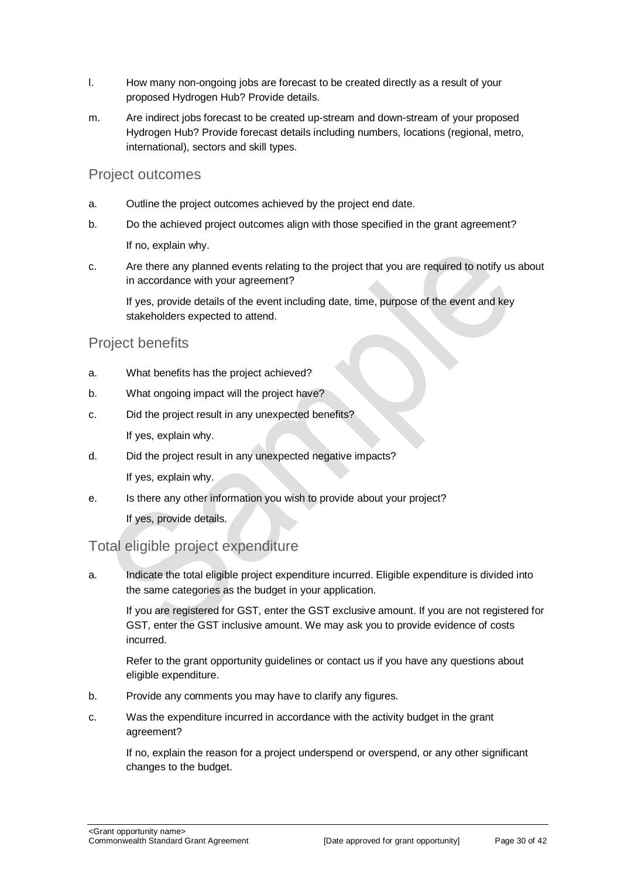l. How many non-ongoing jobs are forecast to be created directly as a result of your proposed Hydrogen Hub? Provide details.

m. Are indirect jobs forecast to be created up-stream and down-stream of your proposed Hydrogen Hub? Provide forecast details including numbers, locations (regional, metro, international), sectors and skill types.

## Project outcomes

a. Outline the project outcomes achieved by the project end date.

b. Do the achieved project outcomes align with those specified in the grant agreement?

   If no, explain why.

c. Are there any planned events relating to the project that you are required to notify us about in accordance with your agreement?

   If yes, provide details of the event including date, time, purpose of the event and key stakeholders expected to attend.

## Project benefits

a. What benefits has the project achieved?

b. What ongoing impact will the project have?

c. Did the project result in any unexpected benefits?

   If yes, explain why.

d. Did the project result in any unexpected negative impacts?

   If yes, explain why.

e. Is there any other information you wish to provide about your project?

   If yes, provide details.

## Total eligible project expenditure

a. Indicate the total eligible project expenditure incurred. Eligible expenditure is divided into the same categories as the budget in your application.

   If you are registered for GST, enter the GST exclusive amount. If you are not registered for GST, enter the GST inclusive amount. We may ask you to provide evidence of costs incurred.

   Refer to the grant opportunity guidelines or contact us if you have any questions about eligible expenditure.

b. Provide any comments you may have to clarify any figures.

c. Was the expenditure incurred in accordance with the activity budget in the grant agreement?

   If no, explain the reason for a project underspend or overspend, or any other significant changes to the budget.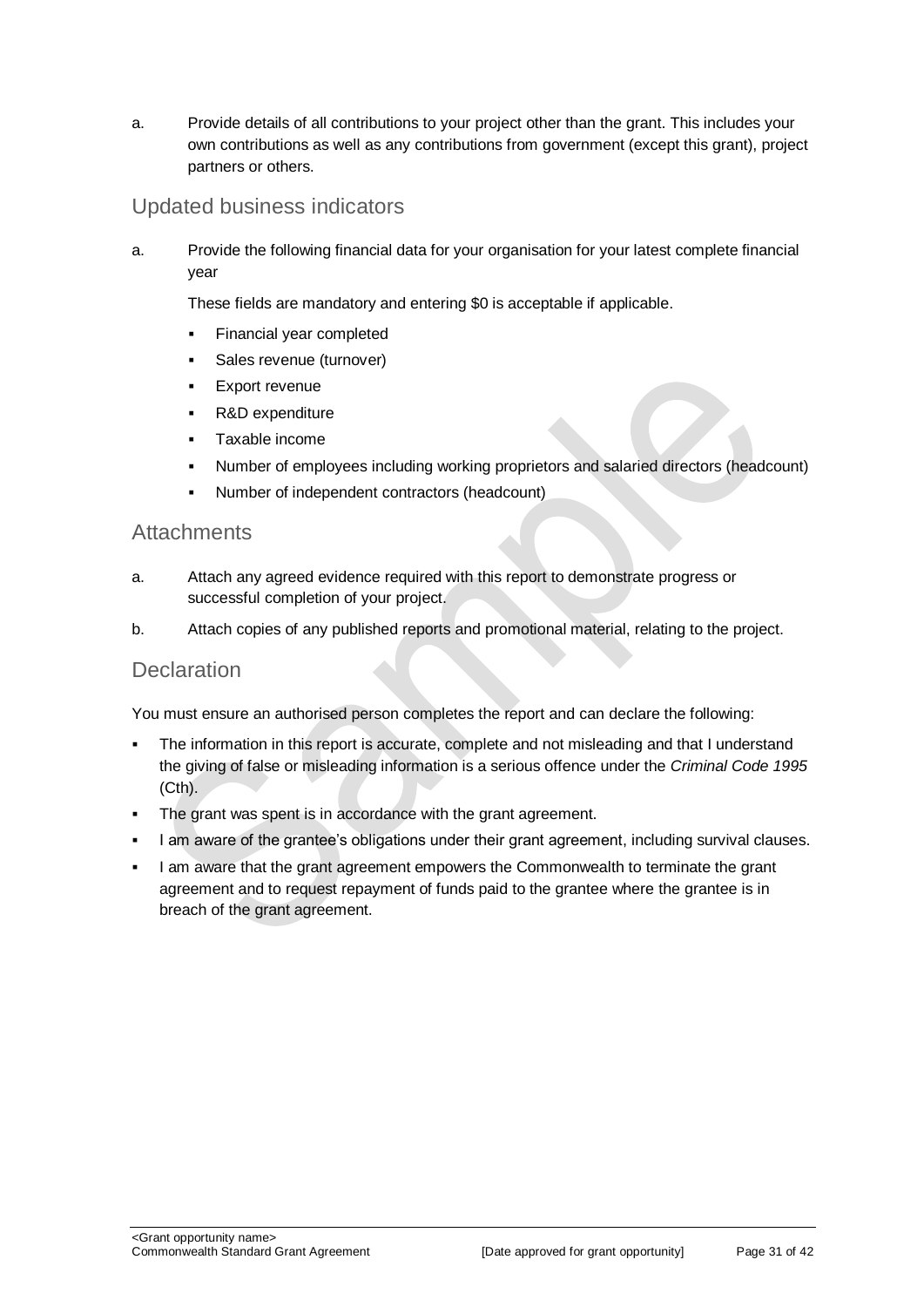a. Provide details of all contributions to your project other than the grant. This includes your own contributions as well as any contributions from government (except this grant), project partners or others.

## Updated business indicators

a. Provide the following financial data for your organisation for your latest complete financial year

   These fields are mandatory and entering $0 is acceptable if applicable.

   - Financial year completed
   - Sales revenue (turnover)
   - Export revenue
   - R&D expenditure
   - Taxable income
   - Number of employees including working proprietors and salaried directors (headcount)
   - Number of independent contractors (headcount)

## Attachments

a. Attach any agreed evidence required with this report to demonstrate progress or successful completion of your project.

b. Attach copies of any published reports and promotional material, relating to the project.

## Declaration

You must ensure an authorised person completes the report and can declare the following:

- The information in this report is accurate, complete and not misleading and that I understand the giving of false or misleading information is a serious offence under the *Criminal Code 1995* (Cth).
- The grant was spent is in accordance with the grant agreement.
- I am aware of the grantee's obligations under their grant agreement, including survival clauses.
- I am aware that the grant agreement empowers the Commonwealth to terminate the grant agreement and to request repayment of funds paid to the grantee where the grantee is in breach of the grant agreement.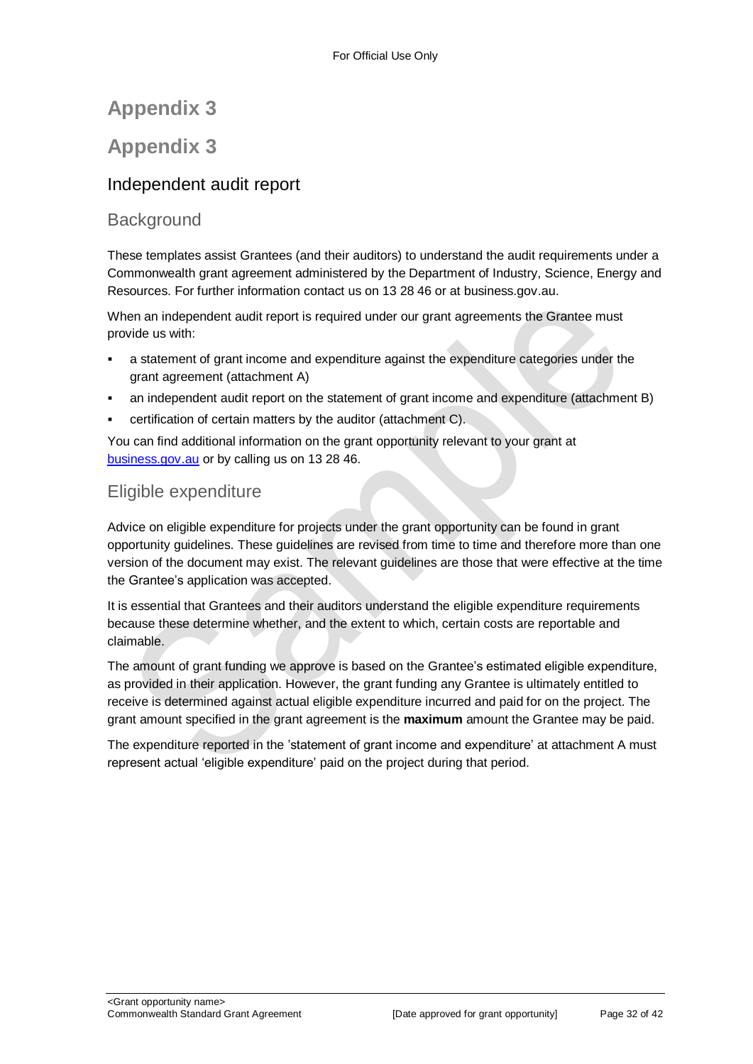# Appendix 3

# Appendix 3

## Independent audit report

### Background

These templates assist Grantees (and their auditors) to understand the audit requirements under a Commonwealth grant agreement administered by the Department of Industry, Science, Energy and Resources. For further information contact us on 13 28 46 or at business.gov.au.

When an independent audit report is required under our grant agreements the Grantee must provide us with:

- a statement of grant income and expenditure against the expenditure categories under the grant agreement (attachment A)
- an independent audit report on the statement of grant income and expenditure (attachment B)
- certification of certain matters by the auditor (attachment C).

You can find additional information on the grant opportunity relevant to your grant at [business.gov.au](https://business.gov.au) or by calling us on 13 28 46.

### Eligible expenditure

Advice on eligible expenditure for projects under the grant opportunity can be found in grant opportunity guidelines. These guidelines are revised from time to time and therefore more than one version of the document may exist. The relevant guidelines are those that were effective at the time the Grantee's application was accepted.

It is essential that Grantees and their auditors understand the eligible expenditure requirements because these determine whether, and the extent to which, certain costs are reportable and claimable.

The amount of grant funding we approve is based on the Grantee's estimated eligible expenditure, as provided in their application. However, the grant funding any Grantee is ultimately entitled to receive is determined against actual eligible expenditure incurred and paid for on the project. The grant amount specified in the grant agreement is the **maximum** amount the Grantee may be paid.

The expenditure reported in the 'statement of grant income and expenditure' at attachment A must represent actual 'eligible expenditure' paid on the project during that period.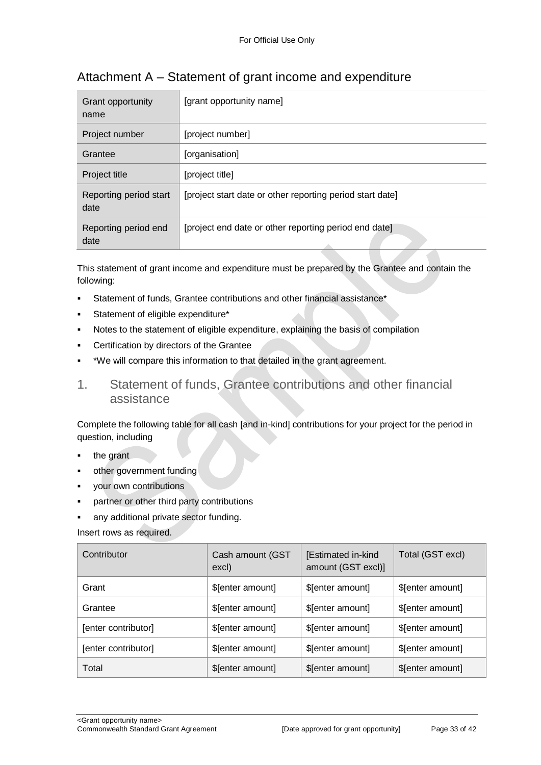## Attachment A – Statement of grant income and expenditure

| Grant opportunity name | [grant opportunity name] |
|---|---|
| Project number | [project number] |
| Grantee | [organisation] |
| Project title | [project title] |
| Reporting period start date | [project start date or other reporting period start date] |
| Reporting period end date | [project end date or other reporting period end date] |

This statement of grant income and expenditure must be prepared by the Grantee and contain the following:

- Statement of funds, Grantee contributions and other financial assistance*
- Statement of eligible expenditure*
- Notes to the statement of eligible expenditure, explaining the basis of compilation
- Certification by directors of the Grantee
- *We will compare this information to that detailed in the grant agreement.

### 1. Statement of funds, Grantee contributions and other financial assistance

Complete the following table for all cash [and in-kind] contributions for your project for the period in question, including

- the grant
- other government funding
- your own contributions
- partner or other third party contributions
- any additional private sector funding.

Insert rows as required.

| Contributor | Cash amount (GST excl) | [Estimated in-kind amount (GST excl)] | Total (GST excl) |
|---|---|---|---|
| Grant | $[enter amount] | $[enter amount] | $[enter amount] |
| Grantee | $[enter amount] | $[enter amount] | $[enter amount] |
| [enter contributor] | $[enter amount] | $[enter amount] | $[enter amount] |
| [enter contributor] | $[enter amount] | $[enter amount] | $[enter amount] |
| Total | $[enter amount] | $[enter amount] | $[enter amount] |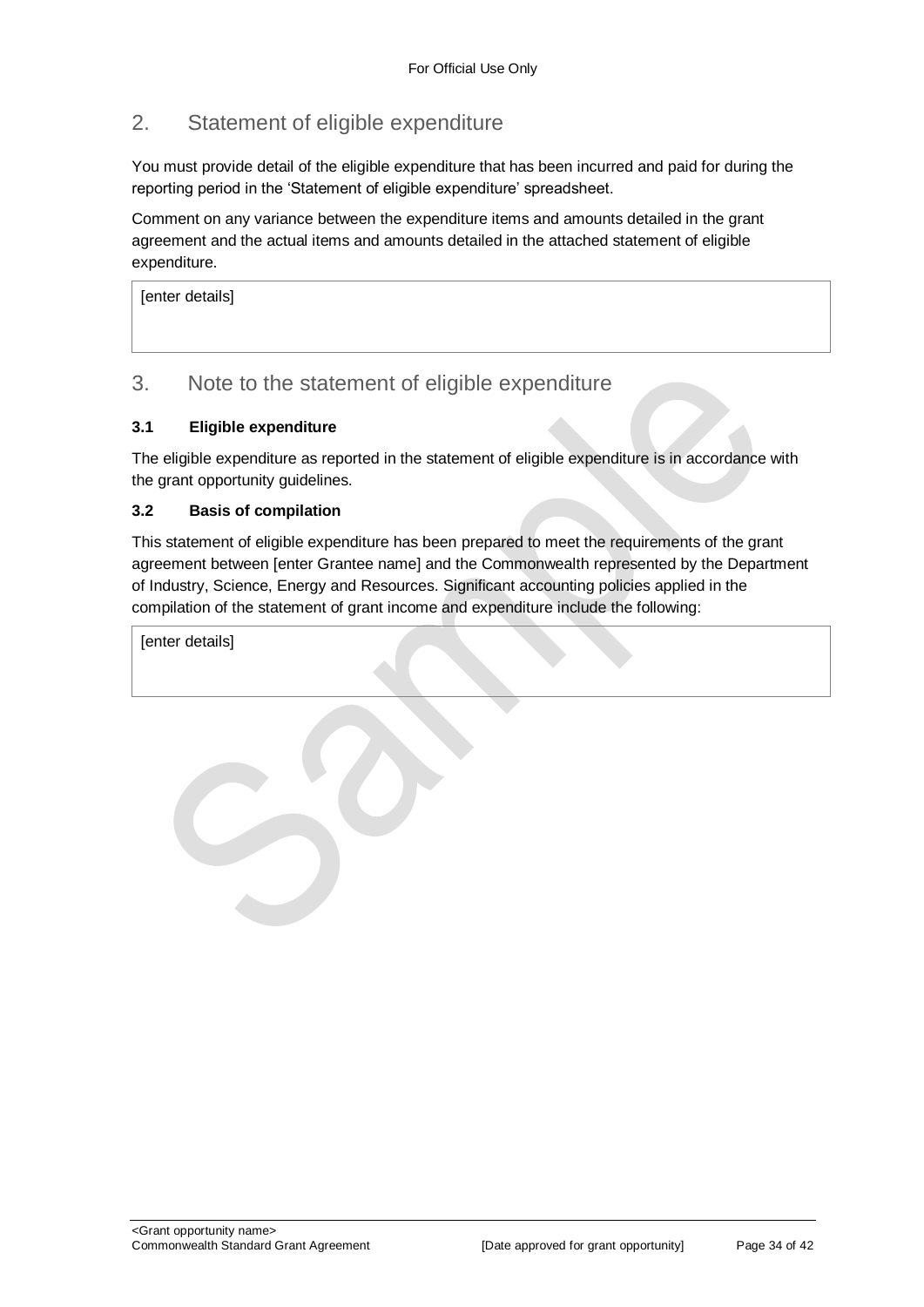## 2. Statement of eligible expenditure

You must provide detail of the eligible expenditure that has been incurred and paid for during the reporting period in the 'Statement of eligible expenditure' spreadsheet.

Comment on any variance between the expenditure items and amounts detailed in the grant agreement and the actual items and amounts detailed in the attached statement of eligible expenditure.

| [enter details] |
| --- |

## 3. Note to the statement of eligible expenditure

### 3.1 Eligible expenditure

The eligible expenditure as reported in the statement of eligible expenditure is in accordance with the grant opportunity guidelines.

### 3.2 Basis of compilation

This statement of eligible expenditure has been prepared to meet the requirements of the grant agreement between [enter Grantee name] and the Commonwealth represented by the Department of Industry, Science, Energy and Resources. Significant accounting policies applied in the compilation of the statement of grant income and expenditure include the following:

| [enter details] |
| --- |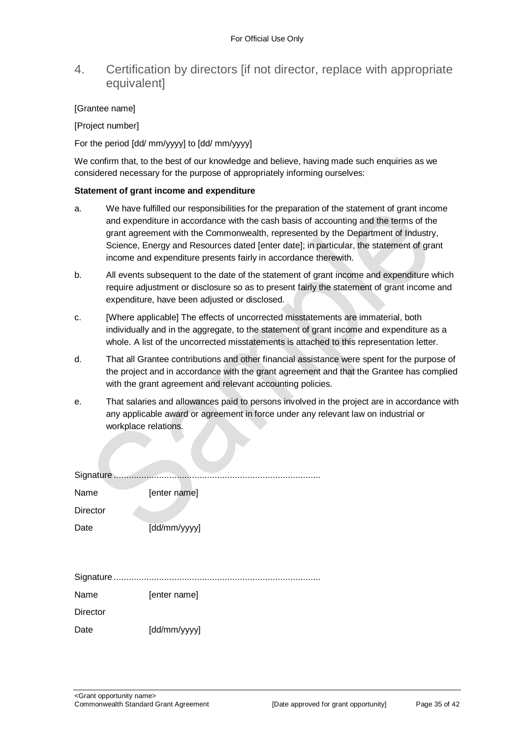# 4. Certification by directors [if not director, replace with appropriate equivalent]

[Grantee name]

[Project number]

For the period [dd/ mm/yyyy] to [dd/ mm/yyyy]

We confirm that, to the best of our knowledge and believe, having made such enquiries as we considered necessary for the purpose of appropriately informing ourselves:

**Statement of grant income and expenditure**

a. We have fulfilled our responsibilities for the preparation of the statement of grant income and expenditure in accordance with the cash basis of accounting and the terms of the grant agreement with the Commonwealth, represented by the Department of Industry, Science, Energy and Resources dated [enter date]; in particular, the statement of grant income and expenditure presents fairly in accordance therewith.

b. All events subsequent to the date of the statement of grant income and expenditure which require adjustment or disclosure so as to present fairly the statement of grant income and expenditure, have been adjusted or disclosed.

c. [Where applicable] The effects of uncorrected misstatements are immaterial, both individually and in the aggregate, to the statement of grant income and expenditure as a whole. A list of the uncorrected misstatements is attached to this representation letter.

d. That all Grantee contributions and other financial assistance were spent for the purpose of the project and in accordance with the grant agreement and that the Grantee has complied with the grant agreement and relevant accounting policies.

e. That salaries and allowances paid to persons involved in the project are in accordance with any applicable award or agreement in force under any relevant law on industrial or workplace relations.

Signature ..................................................................................

Name [enter name]

Director

Date [dd/mm/yyyy]

Signature ..................................................................................

Name [enter name]

Director

Date [dd/mm/yyyy]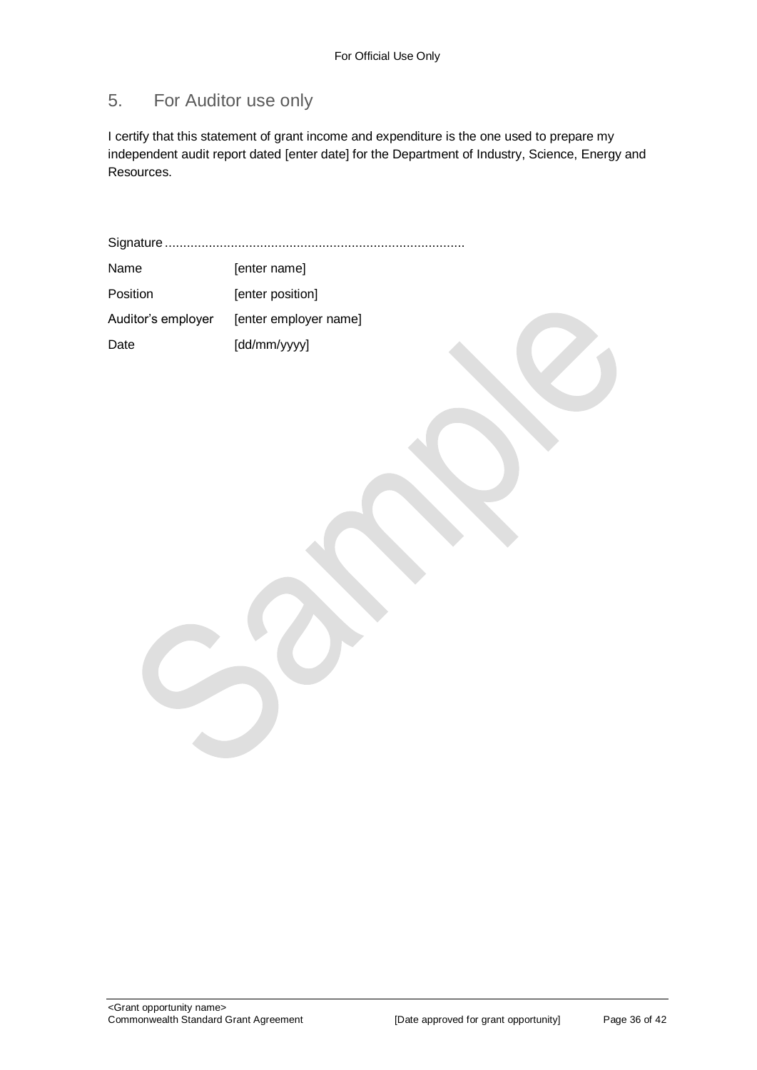## 5. For Auditor use only

I certify that this statement of grant income and expenditure is the one used to prepare my independent audit report dated [enter date] for the Department of Industry, Science, Energy and Resources.

Signature ..................................................................................

| | |
|---|---|
| Name | [enter name] |
| Position | [enter position] |
| Auditor's employer | [enter employer name] |
| Date | [dd/mm/yyyy] |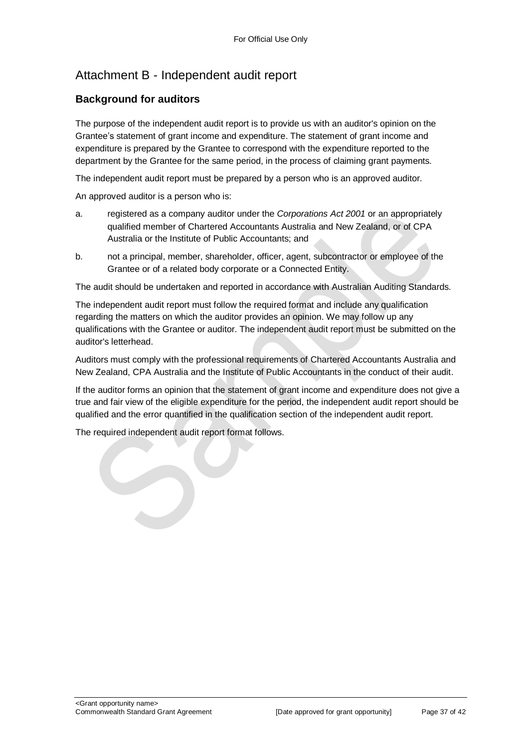# Attachment B - Independent audit report

## Background for auditors

The purpose of the independent audit report is to provide us with an auditor's opinion on the Grantee's statement of grant income and expenditure. The statement of grant income and expenditure is prepared by the Grantee to correspond with the expenditure reported to the department by the Grantee for the same period, in the process of claiming grant payments.

The independent audit report must be prepared by a person who is an approved auditor.

An approved auditor is a person who is:

a. registered as a company auditor under the *Corporations Act 2001* or an appropriately qualified member of Chartered Accountants Australia and New Zealand, or of CPA Australia or the Institute of Public Accountants; and

b. not a principal, member, shareholder, officer, agent, subcontractor or employee of the Grantee or of a related body corporate or a Connected Entity.

The audit should be undertaken and reported in accordance with Australian Auditing Standards.

The independent audit report must follow the required format and include any qualification regarding the matters on which the auditor provides an opinion. We may follow up any qualifications with the Grantee or auditor. The independent audit report must be submitted on the auditor's letterhead.

Auditors must comply with the professional requirements of Chartered Accountants Australia and New Zealand, CPA Australia and the Institute of Public Accountants in the conduct of their audit.

If the auditor forms an opinion that the statement of grant income and expenditure does not give a true and fair view of the eligible expenditure for the period, the independent audit report should be qualified and the error quantified in the qualification section of the independent audit report.

The required independent audit report format follows.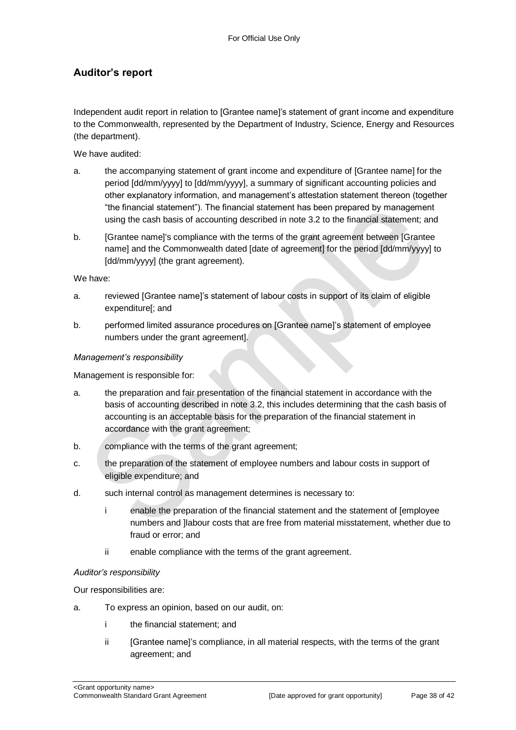## Auditor's report

Independent audit report in relation to [Grantee name]'s statement of grant income and expenditure to the Commonwealth, represented by the Department of Industry, Science, Energy and Resources (the department).

We have audited:

a. the accompanying statement of grant income and expenditure of [Grantee name] for the period [dd/mm/yyyy] to [dd/mm/yyyy], a summary of significant accounting policies and other explanatory information, and management's attestation statement thereon (together "the financial statement"). The financial statement has been prepared by management using the cash basis of accounting described in note 3.2 to the financial statement; and

b. [Grantee name]'s compliance with the terms of the grant agreement between [Grantee name] and the Commonwealth dated [date of agreement] for the period [dd/mm/yyyy] to [dd/mm/yyyy] (the grant agreement).

We have:

a. reviewed [Grantee name]'s statement of labour costs in support of its claim of eligible expenditure[; and

b. performed limited assurance procedures on [Grantee name]'s statement of employee numbers under the grant agreement].

*Management's responsibility*

Management is responsible for:

a. the preparation and fair presentation of the financial statement in accordance with the basis of accounting described in note 3.2, this includes determining that the cash basis of accounting is an acceptable basis for the preparation of the financial statement in accordance with the grant agreement;

b. compliance with the terms of the grant agreement;

c. the preparation of the statement of employee numbers and labour costs in support of eligible expenditure; and

d. such internal control as management determines is necessary to:

   i enable the preparation of the financial statement and the statement of [employee numbers and ]labour costs that are free from material misstatement, whether due to fraud or error; and

   ii enable compliance with the terms of the grant agreement.

*Auditor's responsibility*

Our responsibilities are:

a. To express an opinion, based on our audit, on:

   i the financial statement; and

   ii [Grantee name]'s compliance, in all material respects, with the terms of the grant agreement; and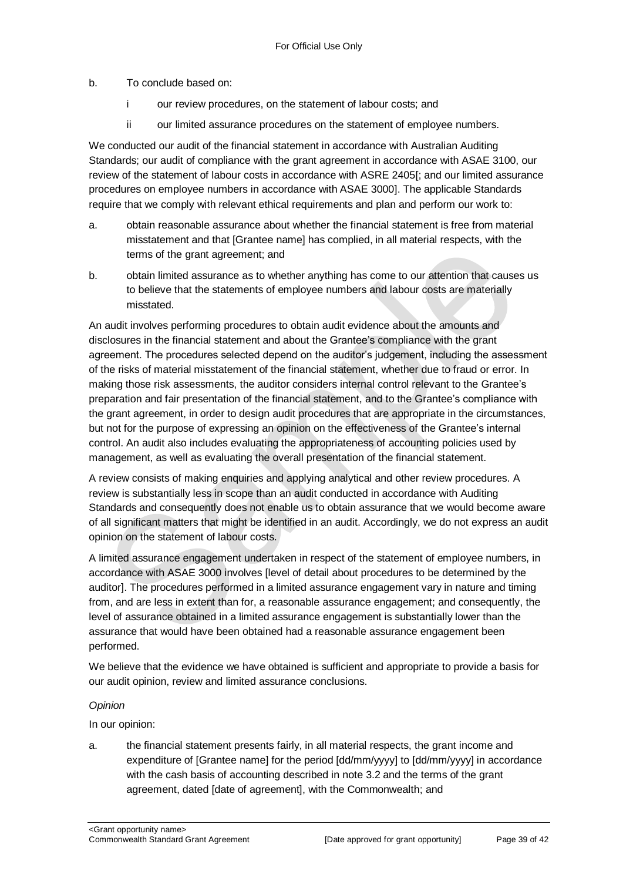b. To conclude based on:

   i our review procedures, on the statement of labour costs; and

   ii our limited assurance procedures on the statement of employee numbers.

We conducted our audit of the financial statement in accordance with Australian Auditing Standards; our audit of compliance with the grant agreement in accordance with ASAE 3100, our review of the statement of labour costs in accordance with ASRE 2405[; and our limited assurance procedures on employee numbers in accordance with ASAE 3000]. The applicable Standards require that we comply with relevant ethical requirements and plan and perform our work to:

a. obtain reasonable assurance about whether the financial statement is free from material misstatement and that [Grantee name] has complied, in all material respects, with the terms of the grant agreement; and

b. obtain limited assurance as to whether anything has come to our attention that causes us to believe that the statements of employee numbers and labour costs are materially misstated.

An audit involves performing procedures to obtain audit evidence about the amounts and disclosures in the financial statement and about the Grantee's compliance with the grant agreement. The procedures selected depend on the auditor's judgement, including the assessment of the risks of material misstatement of the financial statement, whether due to fraud or error. In making those risk assessments, the auditor considers internal control relevant to the Grantee's preparation and fair presentation of the financial statement, and to the Grantee's compliance with the grant agreement, in order to design audit procedures that are appropriate in the circumstances, but not for the purpose of expressing an opinion on the effectiveness of the Grantee's internal control. An audit also includes evaluating the appropriateness of accounting policies used by management, as well as evaluating the overall presentation of the financial statement.

A review consists of making enquiries and applying analytical and other review procedures. A review is substantially less in scope than an audit conducted in accordance with Auditing Standards and consequently does not enable us to obtain assurance that we would become aware of all significant matters that might be identified in an audit. Accordingly, we do not express an audit opinion on the statement of labour costs.

A limited assurance engagement undertaken in respect of the statement of employee numbers, in accordance with ASAE 3000 involves [level of detail about procedures to be determined by the auditor]. The procedures performed in a limited assurance engagement vary in nature and timing from, and are less in extent than for, a reasonable assurance engagement; and consequently, the level of assurance obtained in a limited assurance engagement is substantially lower than the assurance that would have been obtained had a reasonable assurance engagement been performed.

We believe that the evidence we have obtained is sufficient and appropriate to provide a basis for our audit opinion, review and limited assurance conclusions.

*Opinion*

In our opinion:

a. the financial statement presents fairly, in all material respects, the grant income and expenditure of [Grantee name] for the period [dd/mm/yyyy] to [dd/mm/yyyy] in accordance with the cash basis of accounting described in note 3.2 and the terms of the grant agreement, dated [date of agreement], with the Commonwealth; and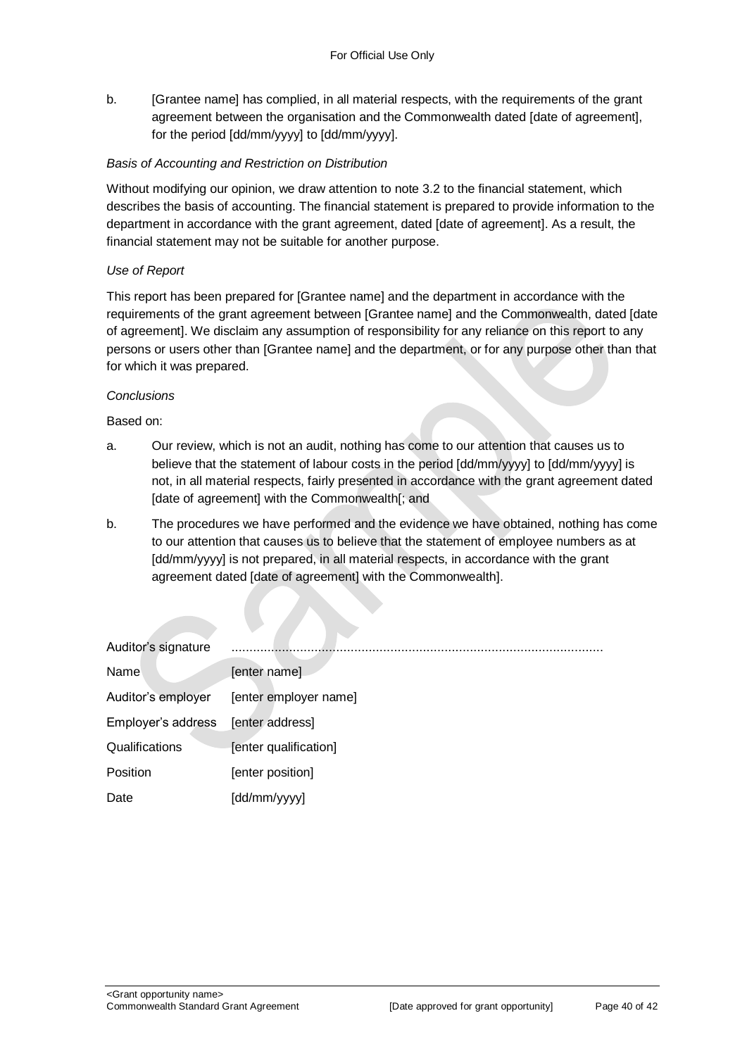b. [Grantee name] has complied, in all material respects, with the requirements of the grant agreement between the organisation and the Commonwealth dated [date of agreement], for the period [dd/mm/yyyy] to [dd/mm/yyyy].

*Basis of Accounting and Restriction on Distribution*

Without modifying our opinion, we draw attention to note 3.2 to the financial statement, which describes the basis of accounting. The financial statement is prepared to provide information to the department in accordance with the grant agreement, dated [date of agreement]. As a result, the financial statement may not be suitable for another purpose.

*Use of Report*

This report has been prepared for [Grantee name] and the department in accordance with the requirements of the grant agreement between [Grantee name] and the Commonwealth, dated [date of agreement]. We disclaim any assumption of responsibility for any reliance on this report to any persons or users other than [Grantee name] and the department, or for any purpose other than that for which it was prepared.

*Conclusions*

Based on:

a. Our review, which is not an audit, nothing has come to our attention that causes us to believe that the statement of labour costs in the period [dd/mm/yyyy] to [dd/mm/yyyy] is not, in all material respects, fairly presented in accordance with the grant agreement dated [date of agreement] with the Commonwealth[; and

b. The procedures we have performed and the evidence we have obtained, nothing has come to our attention that causes us to believe that the statement of employee numbers as at [dd/mm/yyyy] is not prepared, in all material respects, in accordance with the grant agreement dated [date of agreement] with the Commonwealth].

| | |
|---|---|
| Auditor's signature | ........................................................................................................ |
| Name | [enter name] |
| Auditor's employer | [enter employer name] |
| Employer's address | [enter address] |
| Qualifications | [enter qualification] |
| Position | [enter position] |
| Date | [dd/mm/yyyy] |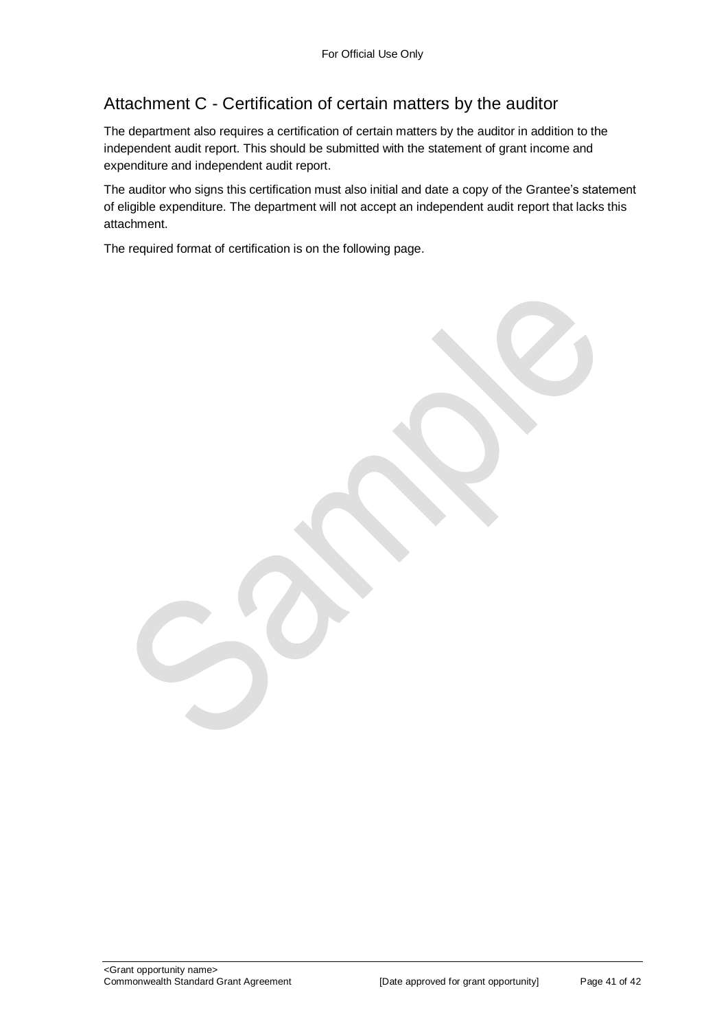## Attachment C - Certification of certain matters by the auditor

The department also requires a certification of certain matters by the auditor in addition to the independent audit report. This should be submitted with the statement of grant income and expenditure and independent audit report.

The auditor who signs this certification must also initial and date a copy of the Grantee's statement of eligible expenditure. The department will not accept an independent audit report that lacks this attachment.

The required format of certification is on the following page.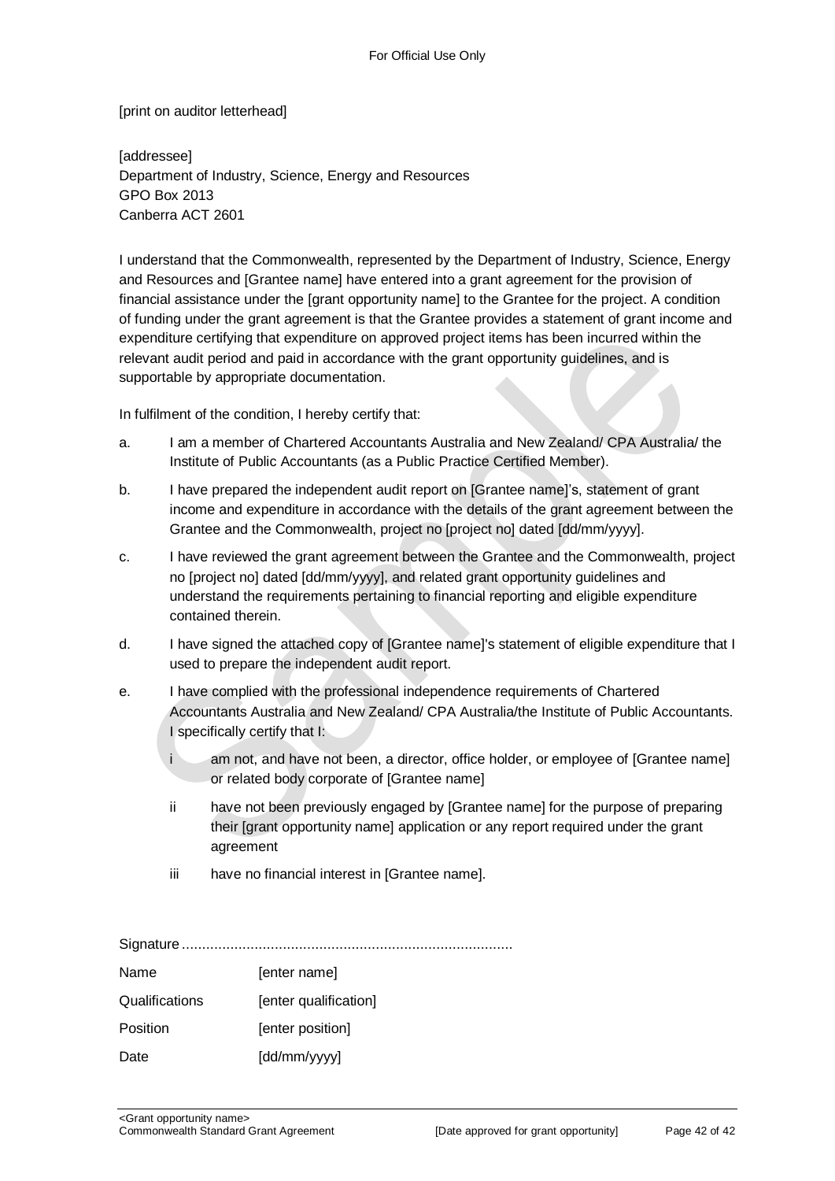[print on auditor letterhead]

[addressee]
Department of Industry, Science, Energy and Resources
GPO Box 2013
Canberra ACT 2601

I understand that the Commonwealth, represented by the Department of Industry, Science, Energy and Resources and [Grantee name] have entered into a grant agreement for the provision of financial assistance under the [grant opportunity name] to the Grantee for the project. A condition of funding under the grant agreement is that the Grantee provides a statement of grant income and expenditure certifying that expenditure on approved project items has been incurred within the relevant audit period and paid in accordance with the grant opportunity guidelines, and is supportable by appropriate documentation.

In fulfilment of the condition, I hereby certify that:

a. I am a member of Chartered Accountants Australia and New Zealand/ CPA Australia/ the Institute of Public Accountants (as a Public Practice Certified Member).

b. I have prepared the independent audit report on [Grantee name]'s, statement of grant income and expenditure in accordance with the details of the grant agreement between the Grantee and the Commonwealth, project no [project no] dated [dd/mm/yyyy].

c. I have reviewed the grant agreement between the Grantee and the Commonwealth, project no [project no] dated [dd/mm/yyyy], and related grant opportunity guidelines and understand the requirements pertaining to financial reporting and eligible expenditure contained therein.

d. I have signed the attached copy of [Grantee name]'s statement of eligible expenditure that I used to prepare the independent audit report.

e. I have complied with the professional independence requirements of Chartered Accountants Australia and New Zealand/ CPA Australia/the Institute of Public Accountants. I specifically certify that I:

   i am not, and have not been, a director, office holder, or employee of [Grantee name] or related body corporate of [Grantee name]

   ii have not been previously engaged by [Grantee name] for the purpose of preparing their [grant opportunity name] application or any report required under the grant agreement

   iii have no financial interest in [Grantee name].

Signature ..................................................................................

| | |
|---|---|
| Name | [enter name] |
| Qualifications | [enter qualification] |
| Position | [enter position] |
| Date | [dd/mm/yyyy] |